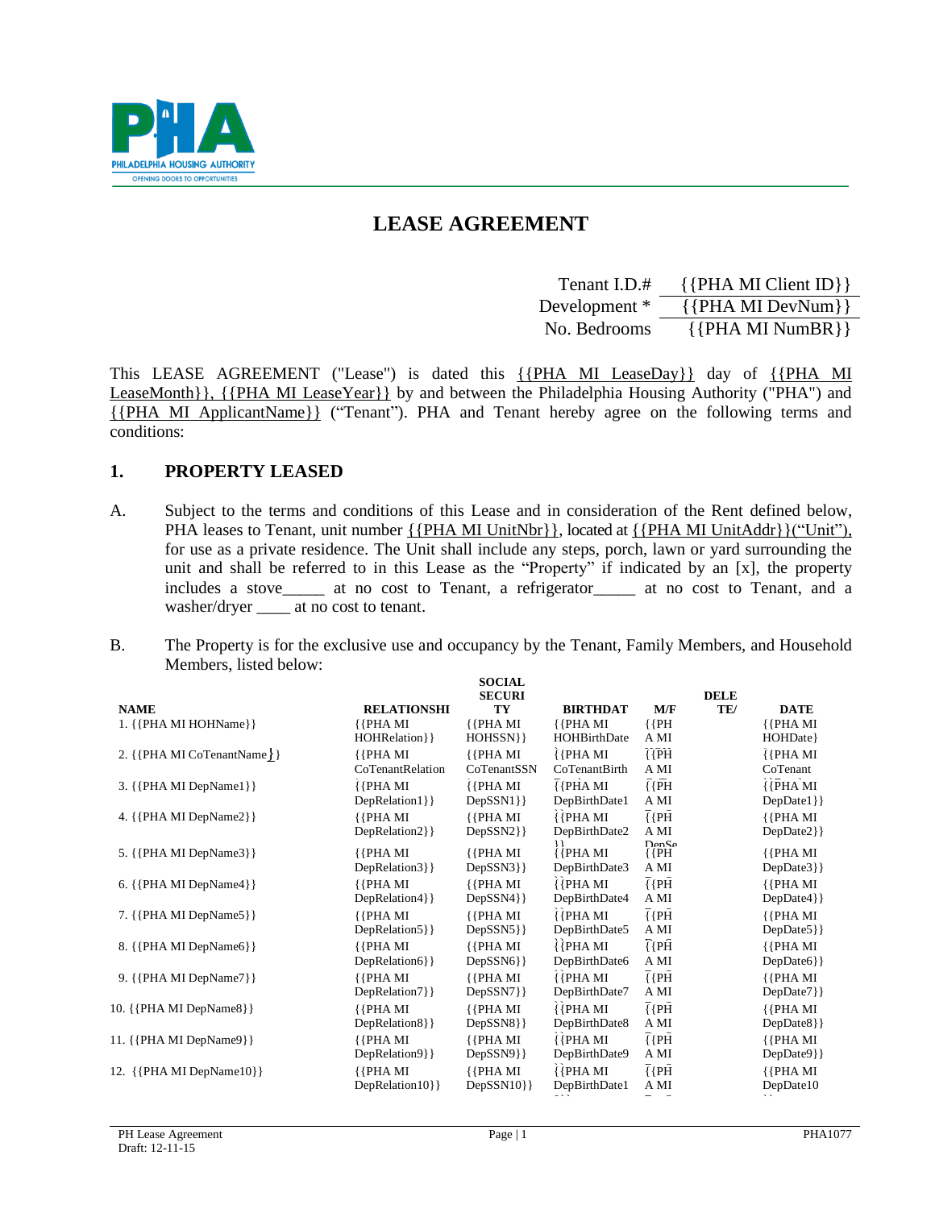# LEASE AGREEMENT

| | |
|---|---|
| Tenant I.D.# | {{PHA MI Client ID}} |
| Development * | {{PHA MI DevNum}} |
| No. Bedrooms | {{PHA MI NumBR}} |

This LEASE AGREEMENT ("Lease") is dated this {{PHA MI LeaseDay}} day of {{PHA MI LeaseMonth}}, {{PHA MI LeaseYear}} by and between the Philadelphia Housing Authority ("PHA") and {{PHA MI ApplicantName}} ("Tenant"). PHA and Tenant hereby agree on the following terms and conditions:

## 1. PROPERTY LEASED

A. Subject to the terms and conditions of this Lease and in consideration of the Rent defined below, PHA leases to Tenant, unit number {{PHA MI UnitNbr}}, located at {{PHA MI UnitAddr}}("Unit"), for use as a private residence. The Unit shall include any steps, porch, lawn or yard surrounding the unit and shall be referred to in this Lease as the "Property" if indicated by an [x], the property includes a stove_____ at no cost to Tenant, a refrigerator_____ at no cost to Tenant, and a washer/dryer ____ at no cost to tenant.

B. The Property is for the exclusive use and occupancy by the Tenant, Family Members, and Household Members, listed below:

| NAME | RELATIONSHIP | SOCIAL SECURITY | BIRTHDATE | M/F | DELETE/ | DATE |
|---|---|---|---|---|---|---|
| 1. {{PHA MI HOHName}} | {{PHA MI HOHRelation}} | {{PHA MI HOHSSN}} | {{PHA MI HOHBirthDate | {{PHA MI | | {{PHA MI HOHDate} |
| 2. {{PHA MI CoTenantName}} | {{PHA MI CoTenantRelation | {{PHA MI CoTenantSSN | {{PHA MI CoTenantBirth | {{PHA MI | | {{PHA MI CoTenant |
| 3. {{PHA MI DepName1}} | {{PHA MI DepRelation1}} | {{PHA MI DepSSN1}} | {{PHA MI DepBirthDate1 | {{PHA MI | | {{PHA MI DepDate1}} |
| 4. {{PHA MI DepName2}} | {{PHA MI DepRelation2}} | {{PHA MI DepSSN2}} | {{PHA MI DepBirthDate2 | {{PHA MI | | {{PHA MI DepDate2}} |
| 5. {{PHA MI DepName3}} | {{PHA MI DepRelation3}} | {{PHA MI DepSSN3}} | {{PHA MI DepBirthDate3 | {{PHA MI | | {{PHA MI DepDate3}} |
| 6. {{PHA MI DepName4}} | {{PHA MI DepRelation4}} | {{PHA MI DepSSN4}} | {{PHA MI DepBirthDate4 | {{PHA MI | | {{PHA MI DepDate4}} |
| 7. {{PHA MI DepName5}} | {{PHA MI DepRelation5}} | {{PHA MI DepSSN5}} | {{PHA MI DepBirthDate5 | {{PHA MI | | {{PHA MI DepDate5}} |
| 8. {{PHA MI DepName6}} | {{PHA MI DepRelation6}} | {{PHA MI DepSSN6}} | {{PHA MI DepBirthDate6 | {{PHA MI | | {{PHA MI DepDate6}} |
| 9. {{PHA MI DepName7}} | {{PHA MI DepRelation7}} | {{PHA MI DepSSN7}} | {{PHA MI DepBirthDate7 | {{PHA MI | | {{PHA MI DepDate7}} |
| 10. {{PHA MI DepName8}} | {{PHA MI DepRelation8}} | {{PHA MI DepSSN8}} | {{PHA MI DepBirthDate8 | {{PHA MI | | {{PHA MI DepDate8}} |
| 11. {{PHA MI DepName9}} | {{PHA MI DepRelation9}} | {{PHA MI DepSSN9}} | {{PHA MI DepBirthDate9 | {{PHA MI | | {{PHA MI DepDate9}} |
| 12. {{PHA MI DepName10}} | {{PHA MI DepRelation10}} | {{PHA MI DepSSN10}} | {{PHA MI DepBirthDate1 | {{PHA MI | | {{PHA MI DepDate10 |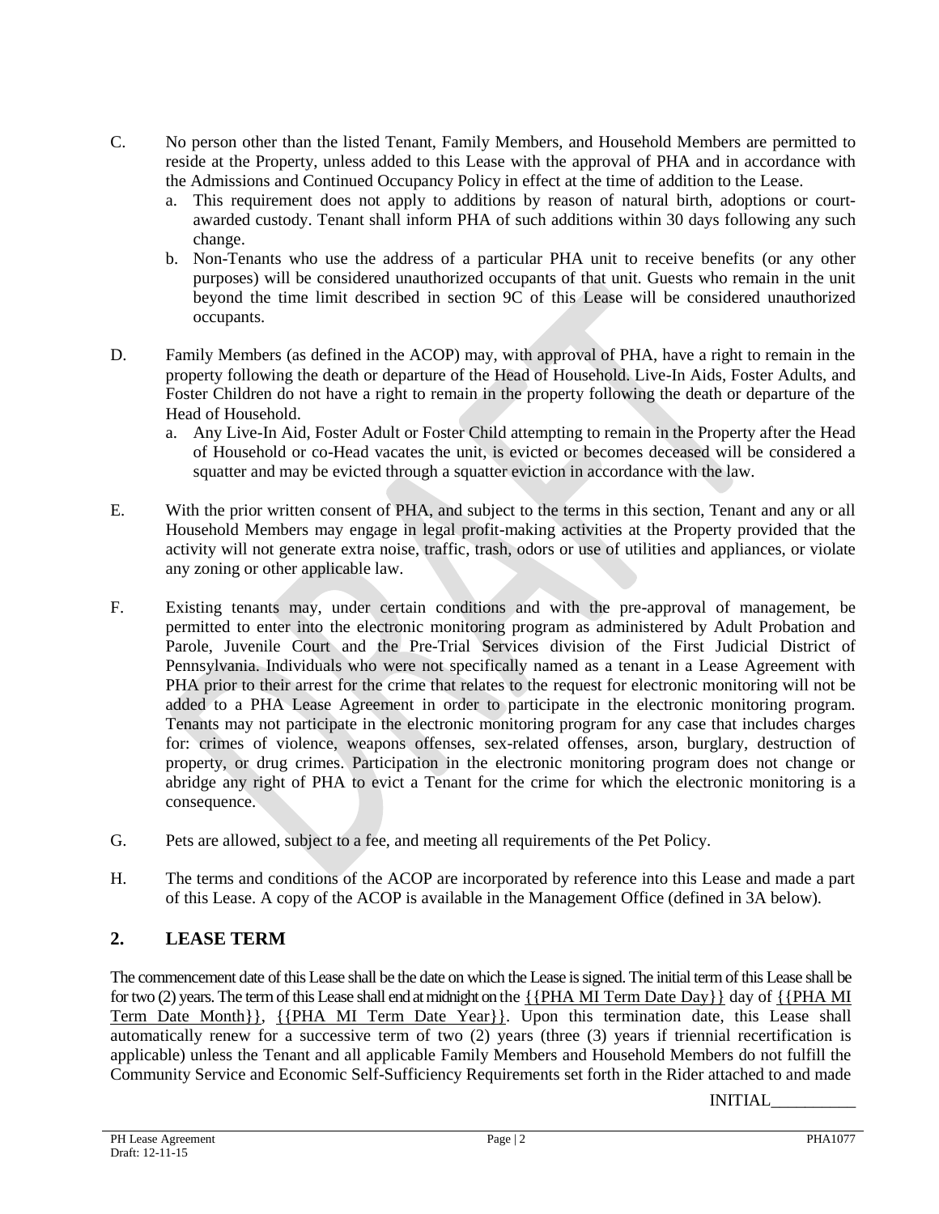C. No person other than the listed Tenant, Family Members, and Household Members are permitted to reside at the Property, unless added to this Lease with the approval of PHA and in accordance with the Admissions and Continued Occupancy Policy in effect at the time of addition to the Lease.

   a. This requirement does not apply to additions by reason of natural birth, adoptions or court-awarded custody. Tenant shall inform PHA of such additions within 30 days following any such change.
   b. Non-Tenants who use the address of a particular PHA unit to receive benefits (or any other purposes) will be considered unauthorized occupants of that unit. Guests who remain in the unit beyond the time limit described in section 9C of this Lease will be considered unauthorized occupants.

D. Family Members (as defined in the ACOP) may, with approval of PHA, have a right to remain in the property following the death or departure of the Head of Household. Live-In Aids, Foster Adults, and Foster Children do not have a right to remain in the property following the death or departure of the Head of Household.

   a. Any Live-In Aid, Foster Adult or Foster Child attempting to remain in the Property after the Head of Household or co-Head vacates the unit, is evicted or becomes deceased will be considered a squatter and may be evicted through a squatter eviction in accordance with the law.

E. With the prior written consent of PHA, and subject to the terms in this section, Tenant and any or all Household Members may engage in legal profit-making activities at the Property provided that the activity will not generate extra noise, traffic, trash, odors or use of utilities and appliances, or violate any zoning or other applicable law.

F. Existing tenants may, under certain conditions and with the pre-approval of management, be permitted to enter into the electronic monitoring program as administered by Adult Probation and Parole, Juvenile Court and the Pre-Trial Services division of the First Judicial District of Pennsylvania. Individuals who were not specifically named as a tenant in a Lease Agreement with PHA prior to their arrest for the crime that relates to the request for electronic monitoring will not be added to a PHA Lease Agreement in order to participate in the electronic monitoring program. Tenants may not participate in the electronic monitoring program for any case that includes charges for: crimes of violence, weapons offenses, sex-related offenses, arson, burglary, destruction of property, or drug crimes. Participation in the electronic monitoring program does not change or abridge any right of PHA to evict a Tenant for the crime for which the electronic monitoring is a consequence.

G. Pets are allowed, subject to a fee, and meeting all requirements of the Pet Policy.

H. The terms and conditions of the ACOP are incorporated by reference into this Lease and made a part of this Lease. A copy of the ACOP is available in the Management Office (defined in 3A below).

## 2. LEASE TERM

The commencement date of this Lease shall be the date on which the Lease is signed. The initial term of this Lease shall be for two (2) years. The term of this Lease shall end at midnight on the {{PHA MI Term Date Day}} day of {{PHA MI Term Date Month}}, {{PHA MI Term Date Year}}. Upon this termination date, this Lease shall automatically renew for a successive term of two (2) years (three (3) years if triennial recertification is applicable) unless the Tenant and all applicable Family Members and Household Members do not fulfill the Community Service and Economic Self-Sufficiency Requirements set forth in the Rider attached to and made

INITIAL__________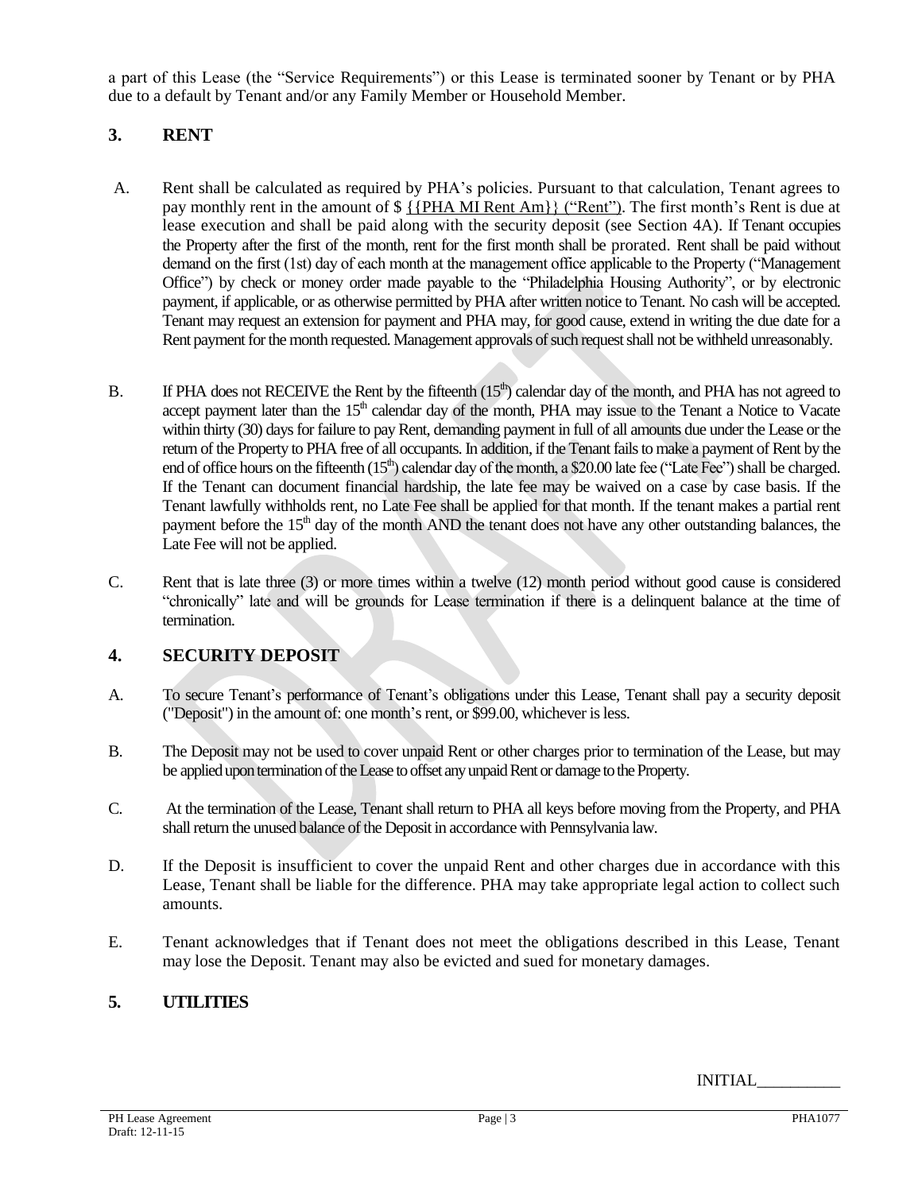a part of this Lease (the "Service Requirements") or this Lease is terminated sooner by Tenant or by PHA due to a default by Tenant and/or any Family Member or Household Member.

## 3. RENT

A. Rent shall be calculated as required by PHA's policies. Pursuant to that calculation, Tenant agrees to pay monthly rent in the amount of $ {{PHA MI Rent Am}} ("Rent"). The first month's Rent is due at lease execution and shall be paid along with the security deposit (see Section 4A). If Tenant occupies the Property after the first of the month, rent for the first month shall be prorated. Rent shall be paid without demand on the first (1st) day of each month at the management office applicable to the Property ("Management Office") by check or money order made payable to the "Philadelphia Housing Authority", or by electronic payment, if applicable, or as otherwise permitted by PHA after written notice to Tenant. No cash will be accepted. Tenant may request an extension for payment and PHA may, for good cause, extend in writing the due date for a Rent payment for the month requested. Management approvals of such request shall not be withheld unreasonably.

B. If PHA does not RECEIVE the Rent by the fifteenth (15th) calendar day of the month, and PHA has not agreed to accept payment later than the 15th calendar day of the month, PHA may issue to the Tenant a Notice to Vacate within thirty (30) days for failure to pay Rent, demanding payment in full of all amounts due under the Lease or the return of the Property to PHA free of all occupants. In addition, if the Tenant fails to make a payment of Rent by the end of office hours on the fifteenth (15th) calendar day of the month, a $20.00 late fee ("Late Fee") shall be charged. If the Tenant can document financial hardship, the late fee may be waived on a case by case basis. If the Tenant lawfully withholds rent, no Late Fee shall be applied for that month. If the tenant makes a partial rent payment before the 15th day of the month AND the tenant does not have any other outstanding balances, the Late Fee will not be applied.

C. Rent that is late three (3) or more times within a twelve (12) month period without good cause is considered "chronically" late and will be grounds for Lease termination if there is a delinquent balance at the time of termination.

## 4. SECURITY DEPOSIT

A. To secure Tenant's performance of Tenant's obligations under this Lease, Tenant shall pay a security deposit ("Deposit") in the amount of: one month's rent, or $99.00, whichever is less.

B. The Deposit may not be used to cover unpaid Rent or other charges prior to termination of the Lease, but may be applied upon termination of the Lease to offset any unpaid Rent or damage to the Property.

C. At the termination of the Lease, Tenant shall return to PHA all keys before moving from the Property, and PHA shall return the unused balance of the Deposit in accordance with Pennsylvania law.

D. If the Deposit is insufficient to cover the unpaid Rent and other charges due in accordance with this Lease, Tenant shall be liable for the difference. PHA may take appropriate legal action to collect such amounts.

E. Tenant acknowledges that if Tenant does not meet the obligations described in this Lease, Tenant may lose the Deposit. Tenant may also be evicted and sued for monetary damages.

## 5. UTILITIES

INITIAL__________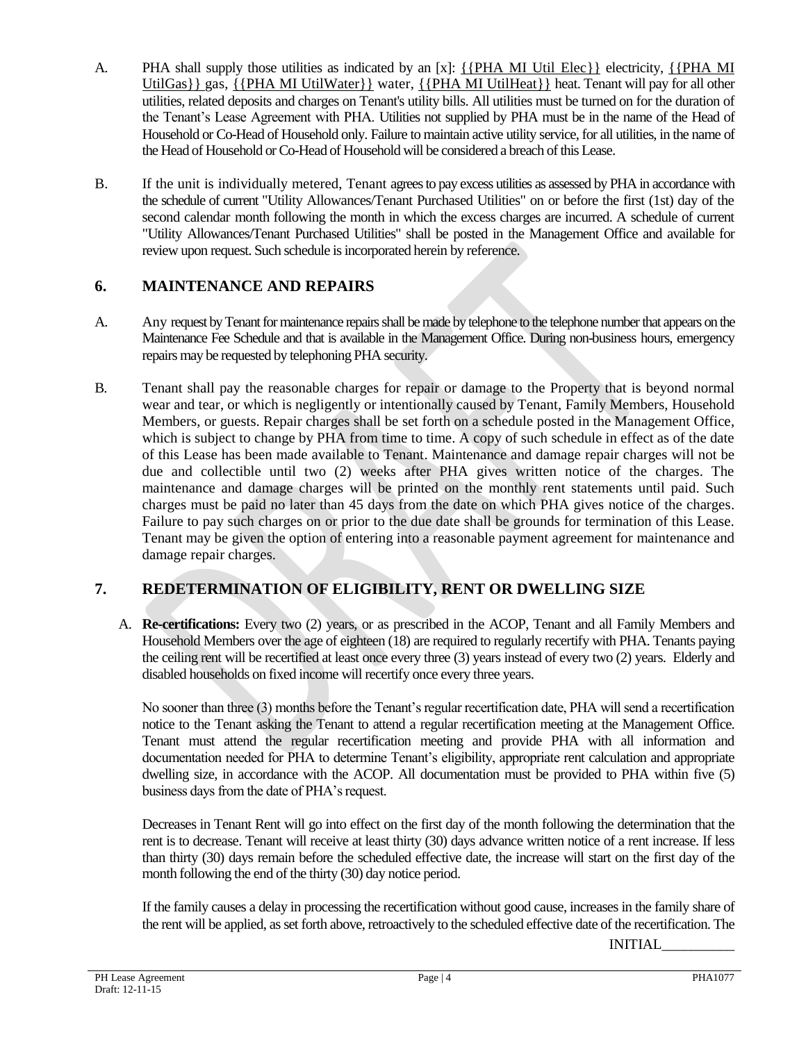A. PHA shall supply those utilities as indicated by an [x]: {{PHA MI Util Elec}} electricity, {{PHA MI UtilGas}} gas, {{PHA MI UtilWater}} water, {{PHA MI UtilHeat}} heat. Tenant will pay for all other utilities, related deposits and charges on Tenant's utility bills. All utilities must be turned on for the duration of the Tenant's Lease Agreement with PHA. Utilities not supplied by PHA must be in the name of the Head of Household or Co-Head of Household only. Failure to maintain active utility service, for all utilities, in the name of the Head of Household or Co-Head of Household will be considered a breach of this Lease.

B. If the unit is individually metered, Tenant agrees to pay excess utilities as assessed by PHA in accordance with the schedule of current "Utility Allowances/Tenant Purchased Utilities" on or before the first (1st) day of the second calendar month following the month in which the excess charges are incurred. A schedule of current "Utility Allowances/Tenant Purchased Utilities" shall be posted in the Management Office and available for review upon request. Such schedule is incorporated herein by reference.

## 6. MAINTENANCE AND REPAIRS

A. Any request by Tenant for maintenance repairs shall be made by telephone to the telephone number that appears on the Maintenance Fee Schedule and that is available in the Management Office. During non-business hours, emergency repairs may be requested by telephoning PHA security.

B. Tenant shall pay the reasonable charges for repair or damage to the Property that is beyond normal wear and tear, or which is negligently or intentionally caused by Tenant, Family Members, Household Members, or guests. Repair charges shall be set forth on a schedule posted in the Management Office, which is subject to change by PHA from time to time. A copy of such schedule in effect as of the date of this Lease has been made available to Tenant. Maintenance and damage repair charges will not be due and collectible until two (2) weeks after PHA gives written notice of the charges. The maintenance and damage charges will be printed on the monthly rent statements until paid. Such charges must be paid no later than 45 days from the date on which PHA gives notice of the charges. Failure to pay such charges on or prior to the due date shall be grounds for termination of this Lease. Tenant may be given the option of entering into a reasonable payment agreement for maintenance and damage repair charges.

## 7. REDETERMINATION OF ELIGIBILITY, RENT OR DWELLING SIZE

A. **Re-certifications:** Every two (2) years, or as prescribed in the ACOP, Tenant and all Family Members and Household Members over the age of eighteen (18) are required to regularly recertify with PHA. Tenants paying the ceiling rent will be recertified at least once every three (3) years instead of every two (2) years. Elderly and disabled households on fixed income will recertify once every three years.

No sooner than three (3) months before the Tenant's regular recertification date, PHA will send a recertification notice to the Tenant asking the Tenant to attend a regular recertification meeting at the Management Office. Tenant must attend the regular recertification meeting and provide PHA with all information and documentation needed for PHA to determine Tenant's eligibility, appropriate rent calculation and appropriate dwelling size, in accordance with the ACOP. All documentation must be provided to PHA within five (5) business days from the date of PHA's request.

Decreases in Tenant Rent will go into effect on the first day of the month following the determination that the rent is to decrease. Tenant will receive at least thirty (30) days advance written notice of a rent increase. If less than thirty (30) days remain before the scheduled effective date, the increase will start on the first day of the month following the end of the thirty (30) day notice period.

If the family causes a delay in processing the recertification without good cause, increases in the family share of the rent will be applied, as set forth above, retroactively to the scheduled effective date of the recertification. The

INITIAL__________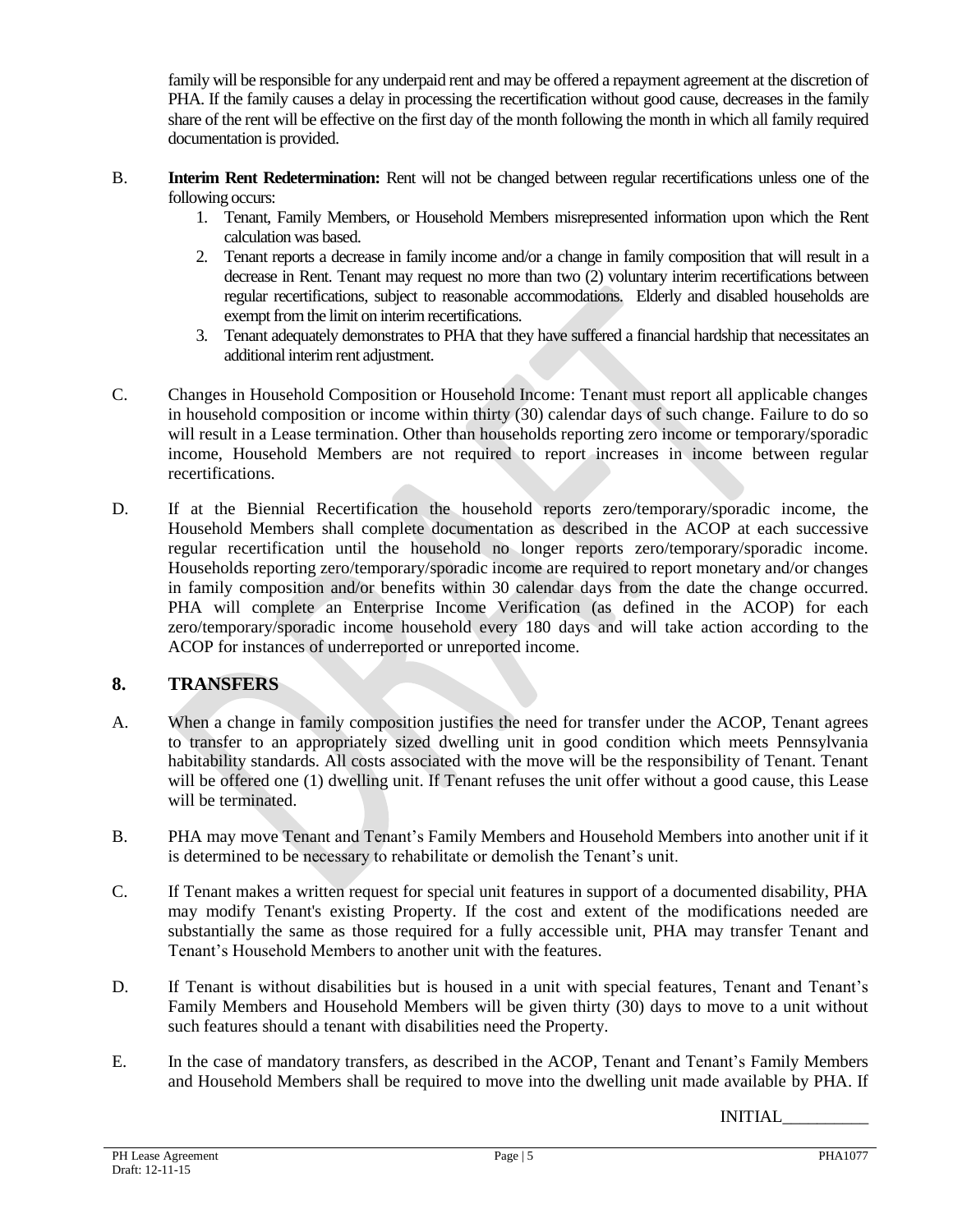family will be responsible for any underpaid rent and may be offered a repayment agreement at the discretion of PHA. If the family causes a delay in processing the recertification without good cause, decreases in the family share of the rent will be effective on the first day of the month following the month in which all family required documentation is provided.

B. **Interim Rent Redetermination:** Rent will not be changed between regular recertifications unless one of the following occurs:

1. Tenant, Family Members, or Household Members misrepresented information upon which the Rent calculation was based.
2. Tenant reports a decrease in family income and/or a change in family composition that will result in a decrease in Rent. Tenant may request no more than two (2) voluntary interim recertifications between regular recertifications, subject to reasonable accommodations. Elderly and disabled households are exempt from the limit on interim recertifications.
3. Tenant adequately demonstrates to PHA that they have suffered a financial hardship that necessitates an additional interim rent adjustment.

C. Changes in Household Composition or Household Income: Tenant must report all applicable changes in household composition or income within thirty (30) calendar days of such change. Failure to do so will result in a Lease termination. Other than households reporting zero income or temporary/sporadic income, Household Members are not required to report increases in income between regular recertifications.

D. If at the Biennial Recertification the household reports zero/temporary/sporadic income, the Household Members shall complete documentation as described in the ACOP at each successive regular recertification until the household no longer reports zero/temporary/sporadic income. Households reporting zero/temporary/sporadic income are required to report monetary and/or changes in family composition and/or benefits within 30 calendar days from the date the change occurred. PHA will complete an Enterprise Income Verification (as defined in the ACOP) for each zero/temporary/sporadic income household every 180 days and will take action according to the ACOP for instances of underreported or unreported income.

## 8. TRANSFERS

A. When a change in family composition justifies the need for transfer under the ACOP, Tenant agrees to transfer to an appropriately sized dwelling unit in good condition which meets Pennsylvania habitability standards. All costs associated with the move will be the responsibility of Tenant. Tenant will be offered one (1) dwelling unit. If Tenant refuses the unit offer without a good cause, this Lease will be terminated.

B. PHA may move Tenant and Tenant's Family Members and Household Members into another unit if it is determined to be necessary to rehabilitate or demolish the Tenant's unit.

C. If Tenant makes a written request for special unit features in support of a documented disability, PHA may modify Tenant's existing Property. If the cost and extent of the modifications needed are substantially the same as those required for a fully accessible unit, PHA may transfer Tenant and Tenant's Household Members to another unit with the features.

D. If Tenant is without disabilities but is housed in a unit with special features, Tenant and Tenant's Family Members and Household Members will be given thirty (30) days to move to a unit without such features should a tenant with disabilities need the Property.

E. In the case of mandatory transfers, as described in the ACOP, Tenant and Tenant's Family Members and Household Members shall be required to move into the dwelling unit made available by PHA. If

INITIAL__________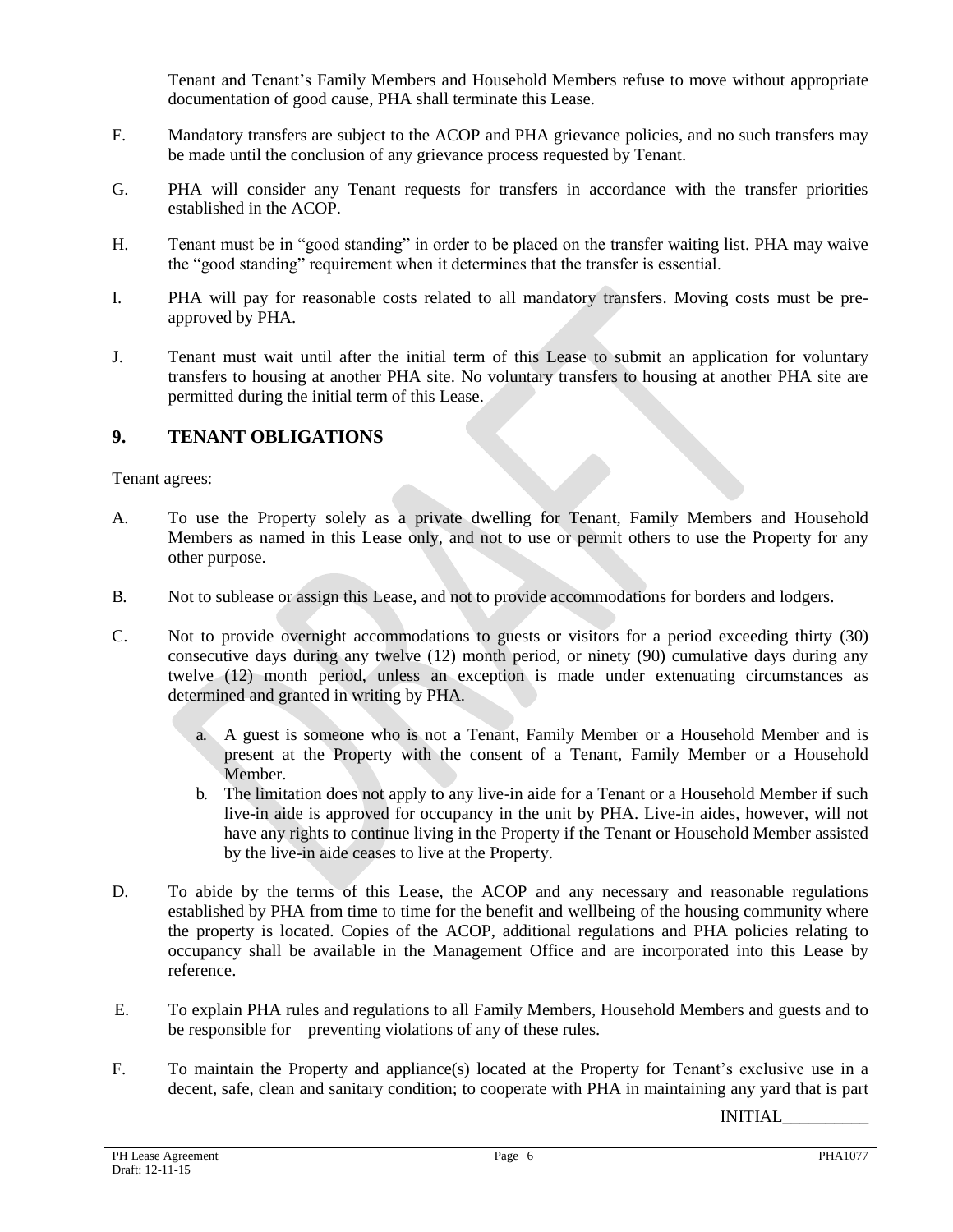Tenant and Tenant's Family Members and Household Members refuse to move without appropriate documentation of good cause, PHA shall terminate this Lease.

F. Mandatory transfers are subject to the ACOP and PHA grievance policies, and no such transfers may be made until the conclusion of any grievance process requested by Tenant.

G. PHA will consider any Tenant requests for transfers in accordance with the transfer priorities established in the ACOP.

H. Tenant must be in "good standing" in order to be placed on the transfer waiting list. PHA may waive the "good standing" requirement when it determines that the transfer is essential.

I. PHA will pay for reasonable costs related to all mandatory transfers. Moving costs must be pre-approved by PHA.

J. Tenant must wait until after the initial term of this Lease to submit an application for voluntary transfers to housing at another PHA site. No voluntary transfers to housing at another PHA site are permitted during the initial term of this Lease.

## 9. TENANT OBLIGATIONS

Tenant agrees:

A. To use the Property solely as a private dwelling for Tenant, Family Members and Household Members as named in this Lease only, and not to use or permit others to use the Property for any other purpose.

B. Not to sublease or assign this Lease, and not to provide accommodations for borders and lodgers.

C. Not to provide overnight accommodations to guests or visitors for a period exceeding thirty (30) consecutive days during any twelve (12) month period, or ninety (90) cumulative days during any twelve (12) month period, unless an exception is made under extenuating circumstances as determined and granted in writing by PHA.

   a. A guest is someone who is not a Tenant, Family Member or a Household Member and is present at the Property with the consent of a Tenant, Family Member or a Household Member.
   b. The limitation does not apply to any live-in aide for a Tenant or a Household Member if such live-in aide is approved for occupancy in the unit by PHA. Live-in aides, however, will not have any rights to continue living in the Property if the Tenant or Household Member assisted by the live-in aide ceases to live at the Property.

D. To abide by the terms of this Lease, the ACOP and any necessary and reasonable regulations established by PHA from time to time for the benefit and wellbeing of the housing community where the property is located. Copies of the ACOP, additional regulations and PHA policies relating to occupancy shall be available in the Management Office and are incorporated into this Lease by reference.

E. To explain PHA rules and regulations to all Family Members, Household Members and guests and to be responsible for preventing violations of any of these rules.

F. To maintain the Property and appliance(s) located at the Property for Tenant's exclusive use in a decent, safe, clean and sanitary condition; to cooperate with PHA in maintaining any yard that is part

INITIAL__________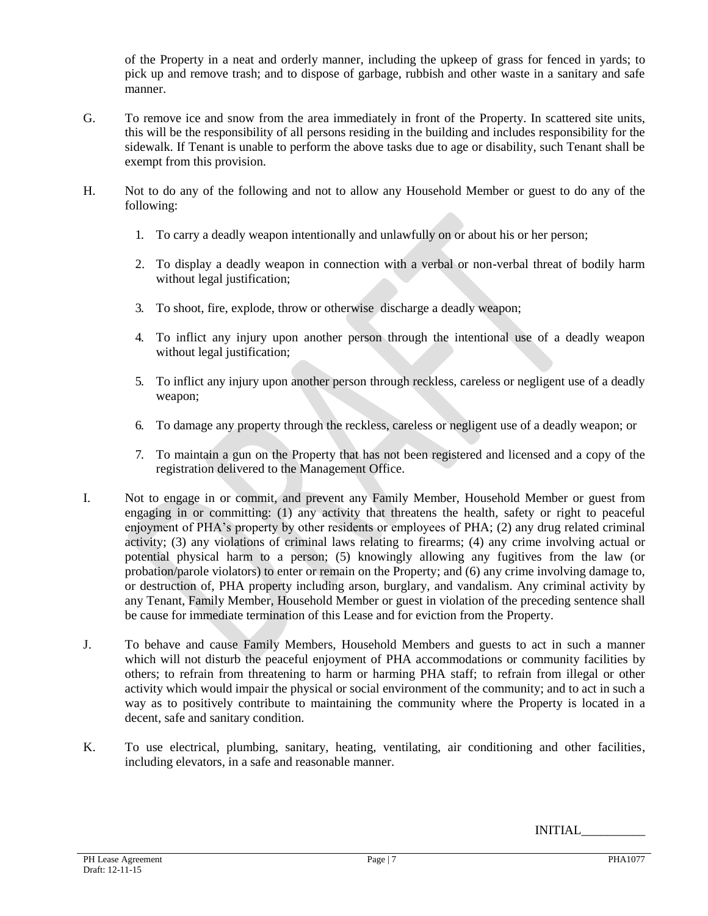of the Property in a neat and orderly manner, including the upkeep of grass for fenced in yards; to pick up and remove trash; and to dispose of garbage, rubbish and other waste in a sanitary and safe manner.

G. To remove ice and snow from the area immediately in front of the Property. In scattered site units, this will be the responsibility of all persons residing in the building and includes responsibility for the sidewalk. If Tenant is unable to perform the above tasks due to age or disability, such Tenant shall be exempt from this provision.

H. Not to do any of the following and not to allow any Household Member or guest to do any of the following:

   1. To carry a deadly weapon intentionally and unlawfully on or about his or her person;

   2. To display a deadly weapon in connection with a verbal or non-verbal threat of bodily harm without legal justification;

   3. To shoot, fire, explode, throw or otherwise discharge a deadly weapon;

   4. To inflict any injury upon another person through the intentional use of a deadly weapon without legal justification;

   5. To inflict any injury upon another person through reckless, careless or negligent use of a deadly weapon;

   6. To damage any property through the reckless, careless or negligent use of a deadly weapon; or

   7. To maintain a gun on the Property that has not been registered and licensed and a copy of the registration delivered to the Management Office.

I. Not to engage in or commit, and prevent any Family Member, Household Member or guest from engaging in or committing: (1) any activity that threatens the health, safety or right to peaceful enjoyment of PHA's property by other residents or employees of PHA; (2) any drug related criminal activity; (3) any violations of criminal laws relating to firearms; (4) any crime involving actual or potential physical harm to a person; (5) knowingly allowing any fugitives from the law (or probation/parole violators) to enter or remain on the Property; and (6) any crime involving damage to, or destruction of, PHA property including arson, burglary, and vandalism. Any criminal activity by any Tenant, Family Member, Household Member or guest in violation of the preceding sentence shall be cause for immediate termination of this Lease and for eviction from the Property.

J. To behave and cause Family Members, Household Members and guests to act in such a manner which will not disturb the peaceful enjoyment of PHA accommodations or community facilities by others; to refrain from threatening to harm or harming PHA staff; to refrain from illegal or other activity which would impair the physical or social environment of the community; and to act in such a way as to positively contribute to maintaining the community where the Property is located in a decent, safe and sanitary condition.

K. To use electrical, plumbing, sanitary, heating, ventilating, air conditioning and other facilities, including elevators, in a safe and reasonable manner.

INITIAL__________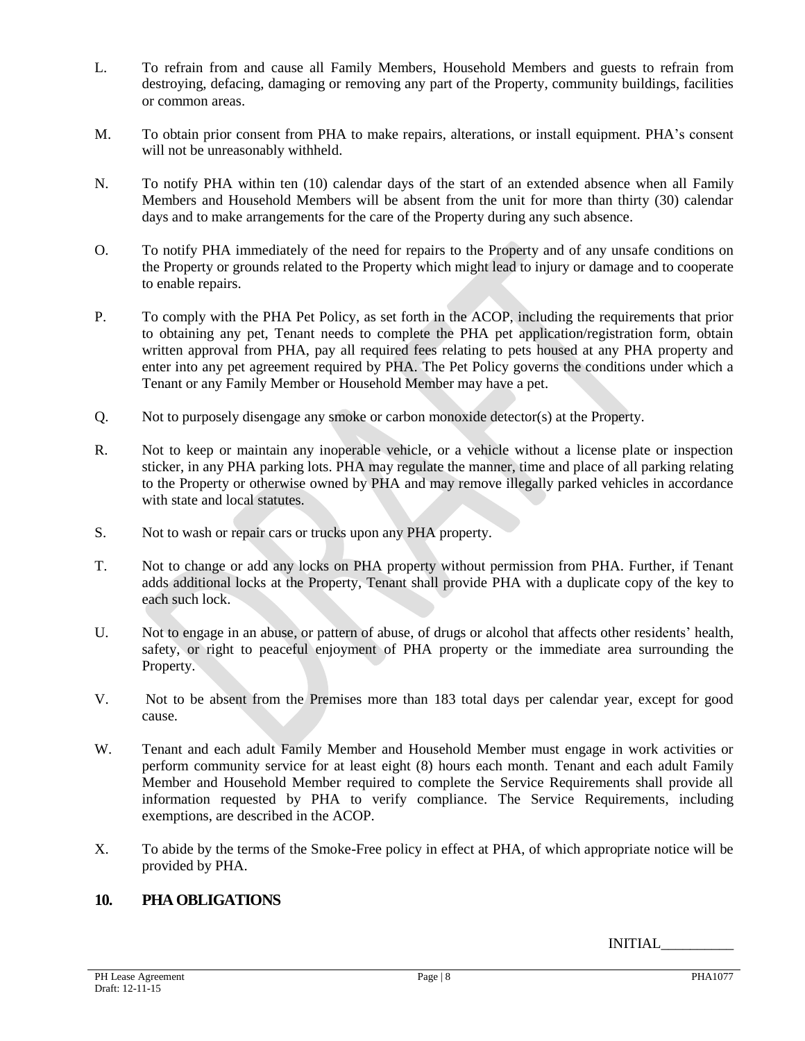L. To refrain from and cause all Family Members, Household Members and guests to refrain from destroying, defacing, damaging or removing any part of the Property, community buildings, facilities or common areas.

M. To obtain prior consent from PHA to make repairs, alterations, or install equipment. PHA's consent will not be unreasonably withheld.

N. To notify PHA within ten (10) calendar days of the start of an extended absence when all Family Members and Household Members will be absent from the unit for more than thirty (30) calendar days and to make arrangements for the care of the Property during any such absence.

O. To notify PHA immediately of the need for repairs to the Property and of any unsafe conditions on the Property or grounds related to the Property which might lead to injury or damage and to cooperate to enable repairs.

P. To comply with the PHA Pet Policy, as set forth in the ACOP, including the requirements that prior to obtaining any pet, Tenant needs to complete the PHA pet application/registration form, obtain written approval from PHA, pay all required fees relating to pets housed at any PHA property and enter into any pet agreement required by PHA. The Pet Policy governs the conditions under which a Tenant or any Family Member or Household Member may have a pet.

Q. Not to purposely disengage any smoke or carbon monoxide detector(s) at the Property.

R. Not to keep or maintain any inoperable vehicle, or a vehicle without a license plate or inspection sticker, in any PHA parking lots. PHA may regulate the manner, time and place of all parking relating to the Property or otherwise owned by PHA and may remove illegally parked vehicles in accordance with state and local statutes.

S. Not to wash or repair cars or trucks upon any PHA property.

T. Not to change or add any locks on PHA property without permission from PHA. Further, if Tenant adds additional locks at the Property, Tenant shall provide PHA with a duplicate copy of the key to each such lock.

U. Not to engage in an abuse, or pattern of abuse, of drugs or alcohol that affects other residents' health, safety, or right to peaceful enjoyment of PHA property or the immediate area surrounding the Property.

V. Not to be absent from the Premises more than 183 total days per calendar year, except for good cause.

W. Tenant and each adult Family Member and Household Member must engage in work activities or perform community service for at least eight (8) hours each month. Tenant and each adult Family Member and Household Member required to complete the Service Requirements shall provide all information requested by PHA to verify compliance. The Service Requirements, including exemptions, are described in the ACOP.

X. To abide by the terms of the Smoke-Free policy in effect at PHA, of which appropriate notice will be provided by PHA.

## 10. PHA OBLIGATIONS

INITIAL__________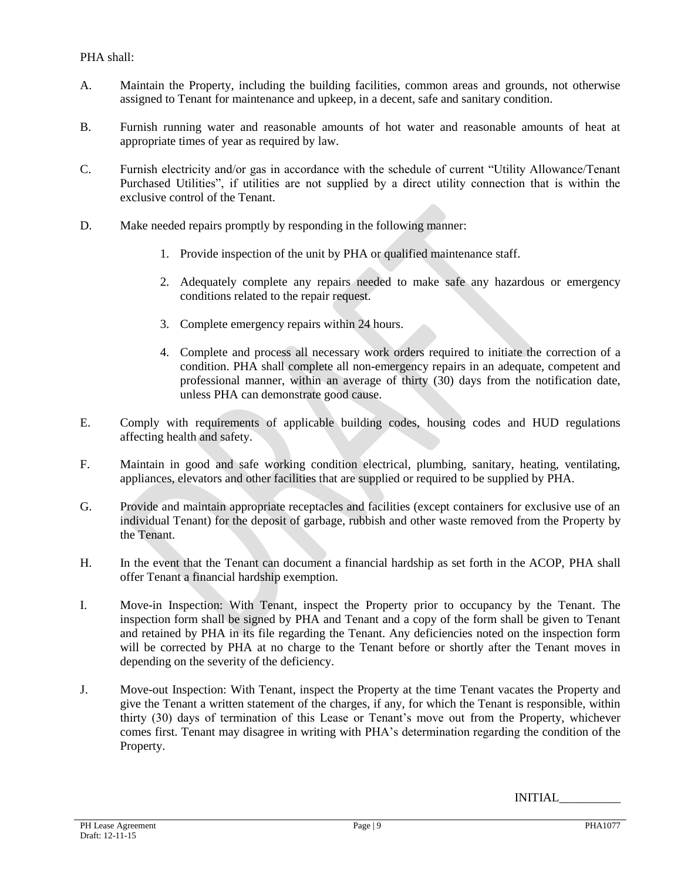PHA shall:

A. Maintain the Property, including the building facilities, common areas and grounds, not otherwise assigned to Tenant for maintenance and upkeep, in a decent, safe and sanitary condition.

B. Furnish running water and reasonable amounts of hot water and reasonable amounts of heat at appropriate times of year as required by law.

C. Furnish electricity and/or gas in accordance with the schedule of current "Utility Allowance/Tenant Purchased Utilities", if utilities are not supplied by a direct utility connection that is within the exclusive control of the Tenant.

D. Make needed repairs promptly by responding in the following manner:

   1. Provide inspection of the unit by PHA or qualified maintenance staff.

   2. Adequately complete any repairs needed to make safe any hazardous or emergency conditions related to the repair request.

   3. Complete emergency repairs within 24 hours.

   4. Complete and process all necessary work orders required to initiate the correction of a condition. PHA shall complete all non-emergency repairs in an adequate, competent and professional manner, within an average of thirty (30) days from the notification date, unless PHA can demonstrate good cause.

E. Comply with requirements of applicable building codes, housing codes and HUD regulations affecting health and safety.

F. Maintain in good and safe working condition electrical, plumbing, sanitary, heating, ventilating, appliances, elevators and other facilities that are supplied or required to be supplied by PHA.

G. Provide and maintain appropriate receptacles and facilities (except containers for exclusive use of an individual Tenant) for the deposit of garbage, rubbish and other waste removed from the Property by the Tenant.

H. In the event that the Tenant can document a financial hardship as set forth in the ACOP, PHA shall offer Tenant a financial hardship exemption.

I. Move-in Inspection: With Tenant, inspect the Property prior to occupancy by the Tenant. The inspection form shall be signed by PHA and Tenant and a copy of the form shall be given to Tenant and retained by PHA in its file regarding the Tenant. Any deficiencies noted on the inspection form will be corrected by PHA at no charge to the Tenant before or shortly after the Tenant moves in depending on the severity of the deficiency.

J. Move-out Inspection: With Tenant, inspect the Property at the time Tenant vacates the Property and give the Tenant a written statement of the charges, if any, for which the Tenant is responsible, within thirty (30) days of termination of this Lease or Tenant's move out from the Property, whichever comes first. Tenant may disagree in writing with PHA's determination regarding the condition of the Property.

INITIAL__________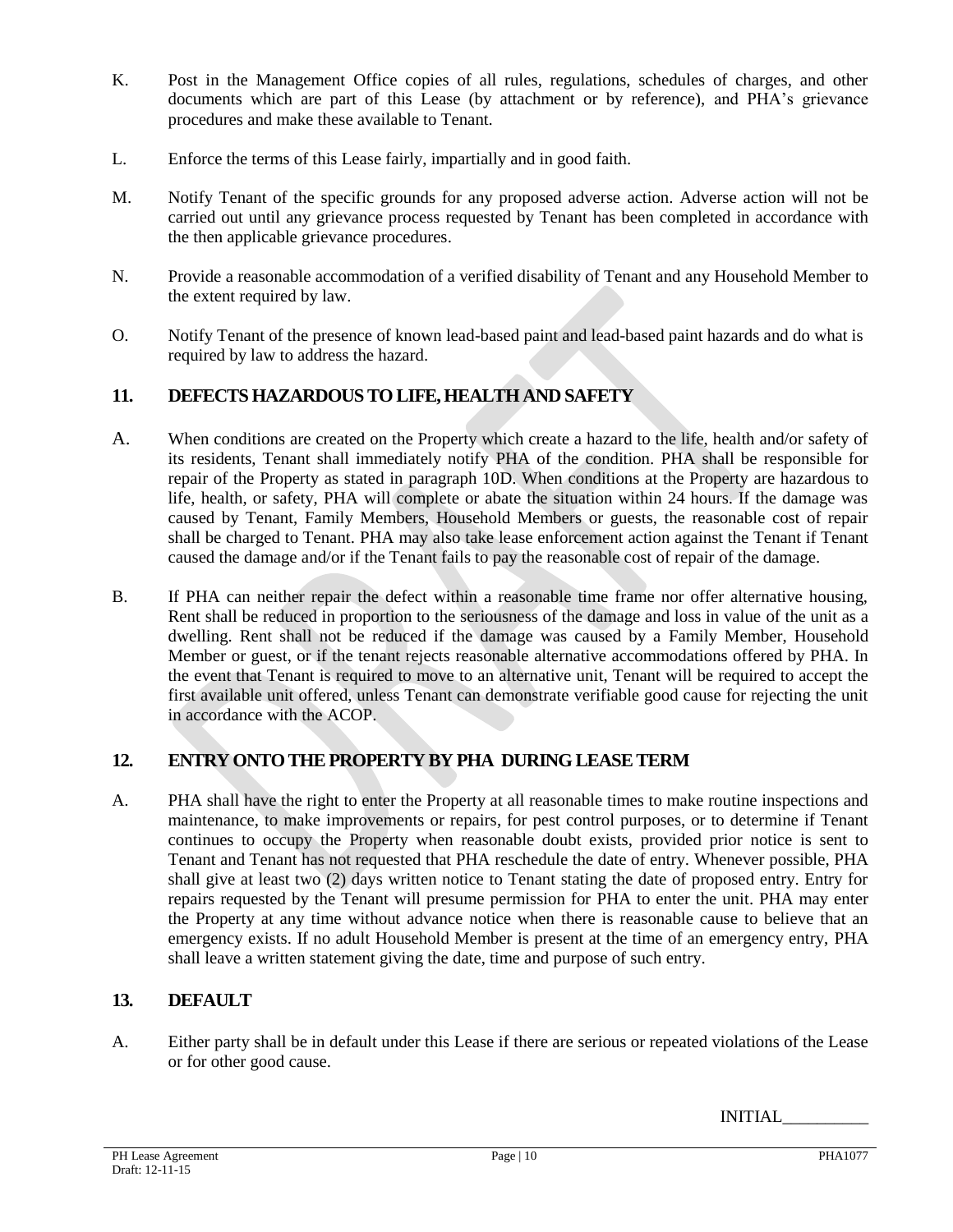K. Post in the Management Office copies of all rules, regulations, schedules of charges, and other documents which are part of this Lease (by attachment or by reference), and PHA's grievance procedures and make these available to Tenant.

L. Enforce the terms of this Lease fairly, impartially and in good faith.

M. Notify Tenant of the specific grounds for any proposed adverse action. Adverse action will not be carried out until any grievance process requested by Tenant has been completed in accordance with the then applicable grievance procedures.

N. Provide a reasonable accommodation of a verified disability of Tenant and any Household Member to the extent required by law.

O. Notify Tenant of the presence of known lead-based paint and lead-based paint hazards and do what is required by law to address the hazard.

## 11. DEFECTS HAZARDOUS TO LIFE, HEALTH AND SAFETY

A. When conditions are created on the Property which create a hazard to the life, health and/or safety of its residents, Tenant shall immediately notify PHA of the condition. PHA shall be responsible for repair of the Property as stated in paragraph 10D. When conditions at the Property are hazardous to life, health, or safety, PHA will complete or abate the situation within 24 hours. If the damage was caused by Tenant, Family Members, Household Members or guests, the reasonable cost of repair shall be charged to Tenant. PHA may also take lease enforcement action against the Tenant if Tenant caused the damage and/or if the Tenant fails to pay the reasonable cost of repair of the damage.

B. If PHA can neither repair the defect within a reasonable time frame nor offer alternative housing, Rent shall be reduced in proportion to the seriousness of the damage and loss in value of the unit as a dwelling. Rent shall not be reduced if the damage was caused by a Family Member, Household Member or guest, or if the tenant rejects reasonable alternative accommodations offered by PHA. In the event that Tenant is required to move to an alternative unit, Tenant will be required to accept the first available unit offered, unless Tenant can demonstrate verifiable good cause for rejecting the unit in accordance with the ACOP.

## 12. ENTRY ONTO THE PROPERTY BY PHA DURING LEASE TERM

A. PHA shall have the right to enter the Property at all reasonable times to make routine inspections and maintenance, to make improvements or repairs, for pest control purposes, or to determine if Tenant continues to occupy the Property when reasonable doubt exists, provided prior notice is sent to Tenant and Tenant has not requested that PHA reschedule the date of entry. Whenever possible, PHA shall give at least two (2) days written notice to Tenant stating the date of proposed entry. Entry for repairs requested by the Tenant will presume permission for PHA to enter the unit. PHA may enter the Property at any time without advance notice when there is reasonable cause to believe that an emergency exists. If no adult Household Member is present at the time of an emergency entry, PHA shall leave a written statement giving the date, time and purpose of such entry.

## 13. DEFAULT

A. Either party shall be in default under this Lease if there are serious or repeated violations of the Lease or for other good cause.

INITIAL__________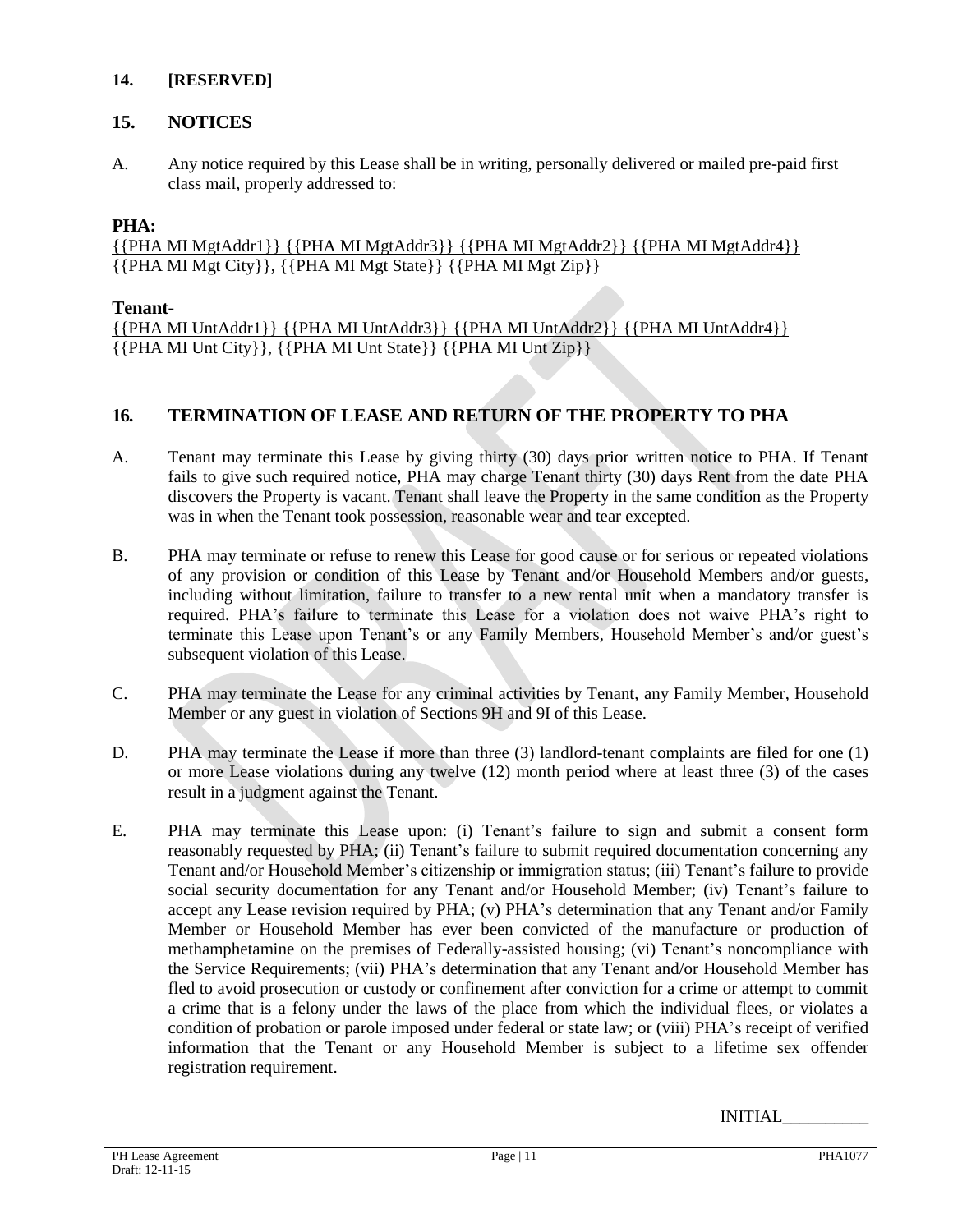## 14. [RESERVED]

## 15. NOTICES

A. Any notice required by this Lease shall be in writing, personally delivered or mailed pre-paid first class mail, properly addressed to:

**PHA:**

{{PHA MI MgtAddr1}} {{PHA MI MgtAddr3}} {{PHA MI MgtAddr2}} {{PHA MI MgtAddr4}}
{{PHA MI Mgt City}}, {{PHA MI Mgt State}} {{PHA MI Mgt Zip}}

**Tenant-**

{{PHA MI UntAddr1}} {{PHA MI UntAddr3}} {{PHA MI UntAddr2}} {{PHA MI UntAddr4}}
{{PHA MI Unt City}}, {{PHA MI Unt State}} {{PHA MI Unt Zip}}

## 16. TERMINATION OF LEASE AND RETURN OF THE PROPERTY TO PHA

A. Tenant may terminate this Lease by giving thirty (30) days prior written notice to PHA. If Tenant fails to give such required notice, PHA may charge Tenant thirty (30) days Rent from the date PHA discovers the Property is vacant. Tenant shall leave the Property in the same condition as the Property was in when the Tenant took possession, reasonable wear and tear excepted.

B. PHA may terminate or refuse to renew this Lease for good cause or for serious or repeated violations of any provision or condition of this Lease by Tenant and/or Household Members and/or guests, including without limitation, failure to transfer to a new rental unit when a mandatory transfer is required. PHA's failure to terminate this Lease for a violation does not waive PHA's right to terminate this Lease upon Tenant's or any Family Members, Household Member's and/or guest's subsequent violation of this Lease.

C. PHA may terminate the Lease for any criminal activities by Tenant, any Family Member, Household Member or any guest in violation of Sections 9H and 9I of this Lease.

D. PHA may terminate the Lease if more than three (3) landlord-tenant complaints are filed for one (1) or more Lease violations during any twelve (12) month period where at least three (3) of the cases result in a judgment against the Tenant.

E. PHA may terminate this Lease upon: (i) Tenant's failure to sign and submit a consent form reasonably requested by PHA; (ii) Tenant's failure to submit required documentation concerning any Tenant and/or Household Member's citizenship or immigration status; (iii) Tenant's failure to provide social security documentation for any Tenant and/or Household Member; (iv) Tenant's failure to accept any Lease revision required by PHA; (v) PHA's determination that any Tenant and/or Family Member or Household Member has ever been convicted of the manufacture or production of methamphetamine on the premises of Federally-assisted housing; (vi) Tenant's noncompliance with the Service Requirements; (vii) PHA's determination that any Tenant and/or Household Member has fled to avoid prosecution or custody or confinement after conviction for a crime or attempt to commit a crime that is a felony under the laws of the place from which the individual flees, or violates a condition of probation or parole imposed under federal or state law; or (viii) PHA's receipt of verified information that the Tenant or any Household Member is subject to a lifetime sex offender registration requirement.

INITIAL__________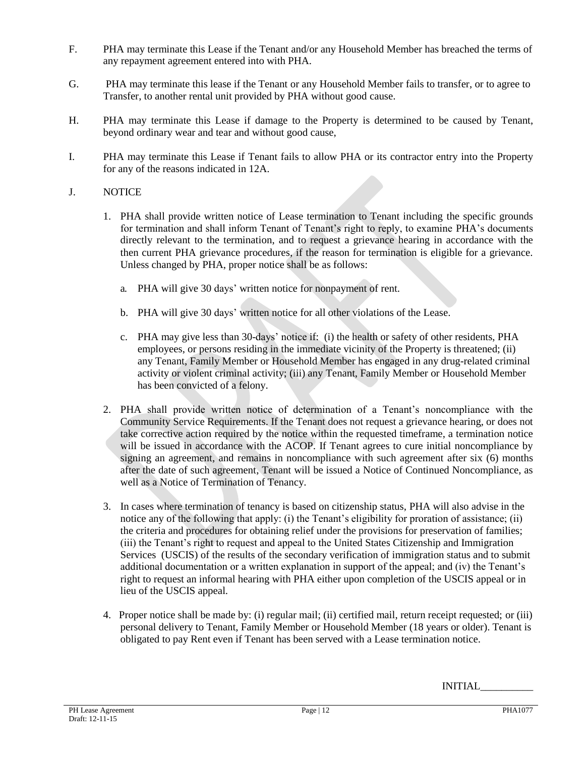F. PHA may terminate this Lease if the Tenant and/or any Household Member has breached the terms of any repayment agreement entered into with PHA.

G. PHA may terminate this lease if the Tenant or any Household Member fails to transfer, or to agree to Transfer, to another rental unit provided by PHA without good cause.

H. PHA may terminate this Lease if damage to the Property is determined to be caused by Tenant, beyond ordinary wear and tear and without good cause,

I. PHA may terminate this Lease if Tenant fails to allow PHA or its contractor entry into the Property for any of the reasons indicated in 12A.

J. NOTICE

1. PHA shall provide written notice of Lease termination to Tenant including the specific grounds for termination and shall inform Tenant of Tenant's right to reply, to examine PHA's documents directly relevant to the termination, and to request a grievance hearing in accordance with the then current PHA grievance procedures, if the reason for termination is eligible for a grievance. Unless changed by PHA, proper notice shall be as follows:

   a. PHA will give 30 days' written notice for nonpayment of rent.

   b. PHA will give 30 days' written notice for all other violations of the Lease.

   c. PHA may give less than 30-days' notice if: (i) the health or safety of other residents, PHA employees, or persons residing in the immediate vicinity of the Property is threatened; (ii) any Tenant, Family Member or Household Member has engaged in any drug-related criminal activity or violent criminal activity; (iii) any Tenant, Family Member or Household Member has been convicted of a felony.

2. PHA shall provide written notice of determination of a Tenant's noncompliance with the Community Service Requirements. If the Tenant does not request a grievance hearing, or does not take corrective action required by the notice within the requested timeframe, a termination notice will be issued in accordance with the ACOP. If Tenant agrees to cure initial noncompliance by signing an agreement, and remains in noncompliance with such agreement after six (6) months after the date of such agreement, Tenant will be issued a Notice of Continued Noncompliance, as well as a Notice of Termination of Tenancy.

3. In cases where termination of tenancy is based on citizenship status, PHA will also advise in the notice any of the following that apply: (i) the Tenant's eligibility for proration of assistance; (ii) the criteria and procedures for obtaining relief under the provisions for preservation of families; (iii) the Tenant's right to request and appeal to the United States Citizenship and Immigration Services (USCIS) of the results of the secondary verification of immigration status and to submit additional documentation or a written explanation in support of the appeal; and (iv) the Tenant's right to request an informal hearing with PHA either upon completion of the USCIS appeal or in lieu of the USCIS appeal.

4. Proper notice shall be made by: (i) regular mail; (ii) certified mail, return receipt requested; or (iii) personal delivery to Tenant, Family Member or Household Member (18 years or older). Tenant is obligated to pay Rent even if Tenant has been served with a Lease termination notice.

INITIAL__________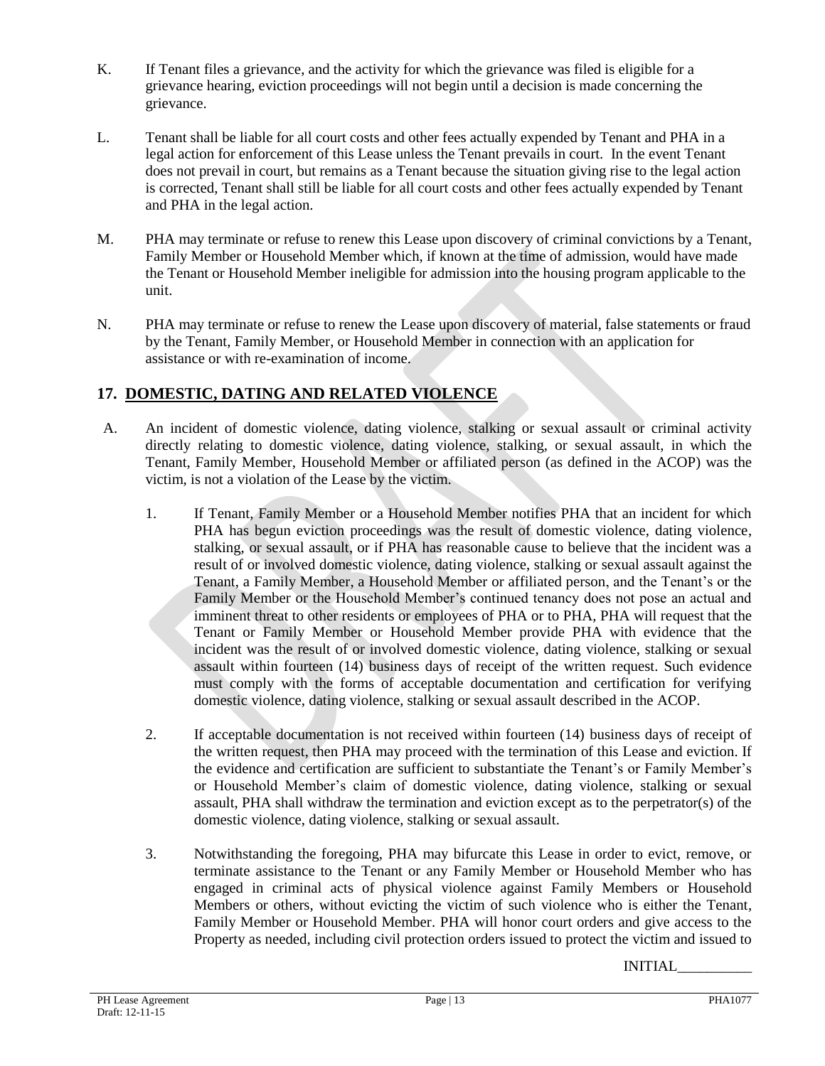K. If Tenant files a grievance, and the activity for which the grievance was filed is eligible for a grievance hearing, eviction proceedings will not begin until a decision is made concerning the grievance.

L. Tenant shall be liable for all court costs and other fees actually expended by Tenant and PHA in a legal action for enforcement of this Lease unless the Tenant prevails in court. In the event Tenant does not prevail in court, but remains as a Tenant because the situation giving rise to the legal action is corrected, Tenant shall still be liable for all court costs and other fees actually expended by Tenant and PHA in the legal action.

M. PHA may terminate or refuse to renew this Lease upon discovery of criminal convictions by a Tenant, Family Member or Household Member which, if known at the time of admission, would have made the Tenant or Household Member ineligible for admission into the housing program applicable to the unit.

N. PHA may terminate or refuse to renew the Lease upon discovery of material, false statements or fraud by the Tenant, Family Member, or Household Member in connection with an application for assistance or with re-examination of income.

## 17. DOMESTIC, DATING AND RELATED VIOLENCE

A. An incident of domestic violence, dating violence, stalking or sexual assault or criminal activity directly relating to domestic violence, dating violence, stalking, or sexual assault, in which the Tenant, Family Member, Household Member or affiliated person (as defined in the ACOP) was the victim, is not a violation of the Lease by the victim.

1. If Tenant, Family Member or a Household Member notifies PHA that an incident for which PHA has begun eviction proceedings was the result of domestic violence, dating violence, stalking, or sexual assault, or if PHA has reasonable cause to believe that the incident was a result of or involved domestic violence, dating violence, stalking or sexual assault against the Tenant, a Family Member, a Household Member or affiliated person, and the Tenant's or the Family Member or the Household Member's continued tenancy does not pose an actual and imminent threat to other residents or employees of PHA or to PHA, PHA will request that the Tenant or Family Member or Household Member provide PHA with evidence that the incident was the result of or involved domestic violence, dating violence, stalking or sexual assault within fourteen (14) business days of receipt of the written request. Such evidence must comply with the forms of acceptable documentation and certification for verifying domestic violence, dating violence, stalking or sexual assault described in the ACOP.

2. If acceptable documentation is not received within fourteen (14) business days of receipt of the written request, then PHA may proceed with the termination of this Lease and eviction. If the evidence and certification are sufficient to substantiate the Tenant's or Family Member's or Household Member's claim of domestic violence, dating violence, stalking or sexual assault, PHA shall withdraw the termination and eviction except as to the perpetrator(s) of the domestic violence, dating violence, stalking or sexual assault.

3. Notwithstanding the foregoing, PHA may bifurcate this Lease in order to evict, remove, or terminate assistance to the Tenant or any Family Member or Household Member who has engaged in criminal acts of physical violence against Family Members or Household Members or others, without evicting the victim of such violence who is either the Tenant, Family Member or Household Member. PHA will honor court orders and give access to the Property as needed, including civil protection orders issued to protect the victim and issued to

INITIAL__________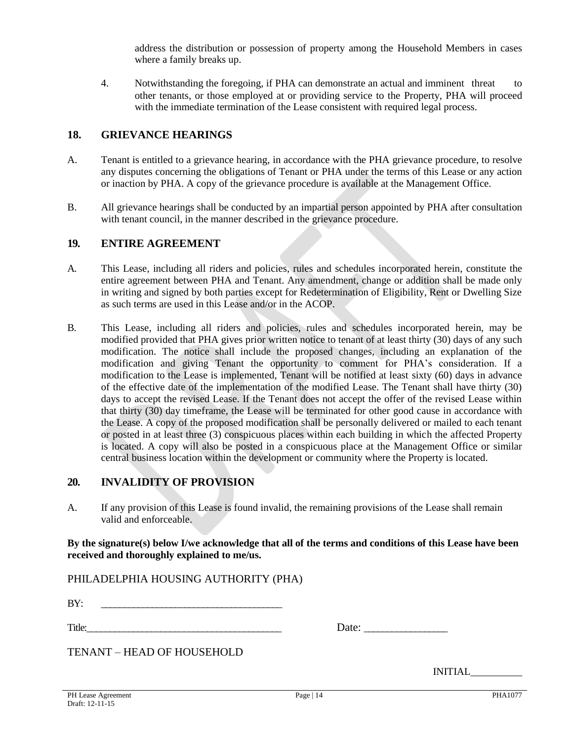address the distribution or possession of property among the Household Members in cases where a family breaks up.

4. Notwithstanding the foregoing, if PHA can demonstrate an actual and imminent threat to other tenants, or those employed at or providing service to the Property, PHA will proceed with the immediate termination of the Lease consistent with required legal process.

## 18. GRIEVANCE HEARINGS

A. Tenant is entitled to a grievance hearing, in accordance with the PHA grievance procedure, to resolve any disputes concerning the obligations of Tenant or PHA under the terms of this Lease or any action or inaction by PHA. A copy of the grievance procedure is available at the Management Office.

B. All grievance hearings shall be conducted by an impartial person appointed by PHA after consultation with tenant council, in the manner described in the grievance procedure.

## 19. ENTIRE AGREEMENT

A. This Lease, including all riders and policies, rules and schedules incorporated herein, constitute the entire agreement between PHA and Tenant. Any amendment, change or addition shall be made only in writing and signed by both parties except for Redetermination of Eligibility, Rent or Dwelling Size as such terms are used in this Lease and/or in the ACOP.

B. This Lease, including all riders and policies, rules and schedules incorporated herein, may be modified provided that PHA gives prior written notice to tenant of at least thirty (30) days of any such modification. The notice shall include the proposed changes, including an explanation of the modification and giving Tenant the opportunity to comment for PHA's consideration. If a modification to the Lease is implemented, Tenant will be notified at least sixty (60) days in advance of the effective date of the implementation of the modified Lease. The Tenant shall have thirty (30) days to accept the revised Lease. If the Tenant does not accept the offer of the revised Lease within that thirty (30) day timeframe, the Lease will be terminated for other good cause in accordance with the Lease. A copy of the proposed modification shall be personally delivered or mailed to each tenant or posted in at least three (3) conspicuous places within each building in which the affected Property is located. A copy will also be posted in a conspicuous place at the Management Office or similar central business location within the development or community where the Property is located.

## 20. INVALIDITY OF PROVISION

A. If any provision of this Lease is found invalid, the remaining provisions of the Lease shall remain valid and enforceable.

**By the signature(s) below I/we acknowledge that all of the terms and conditions of this Lease have been received and thoroughly explained to me/us.**

PHILADELPHIA HOUSING AUTHORITY (PHA)

BY: ___________________________________

Title:____________________________________ Date: ________________

TENANT – HEAD OF HOUSEHOLD

INITIAL__________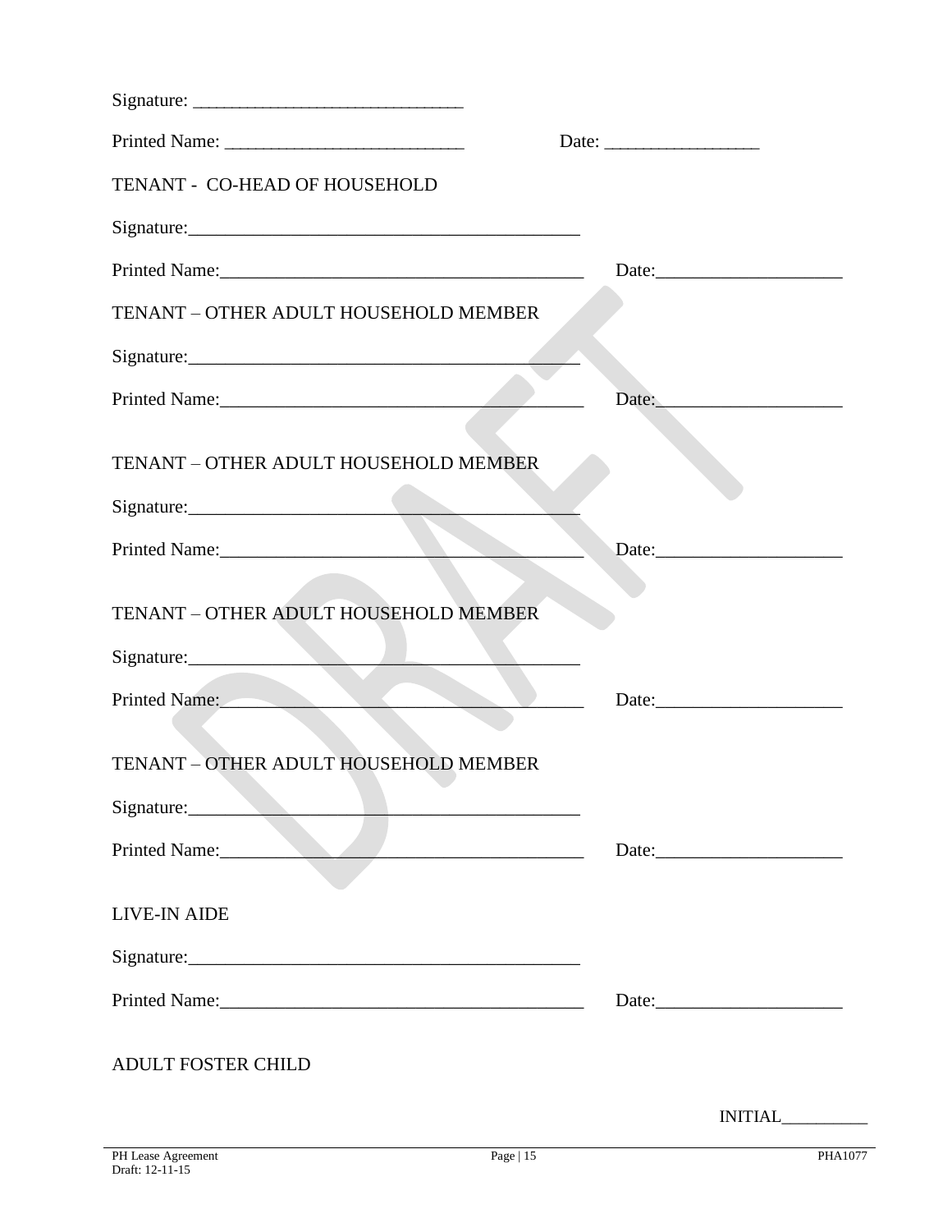Signature: ______________________________

Printed Name: ___________________________ Date: _________________

TENANT - CO-HEAD OF HOUSEHOLD

Signature:_________________________________________

Printed Name:______________________________________ Date:____________________

TENANT – OTHER ADULT HOUSEHOLD MEMBER

Signature:_________________________________________

Printed Name:______________________________________ Date:____________________

TENANT – OTHER ADULT HOUSEHOLD MEMBER

Signature:_________________________________________

Printed Name:______________________________________ Date:____________________

TENANT – OTHER ADULT HOUSEHOLD MEMBER

Signature:_________________________________________

Printed Name:______________________________________ Date:____________________

TENANT – OTHER ADULT HOUSEHOLD MEMBER

Signature:_________________________________________

Printed Name:______________________________________ Date:____________________

LIVE-IN AIDE

Signature:_________________________________________

Printed Name:______________________________________ Date:____________________

ADULT FOSTER CHILD

INITIAL__________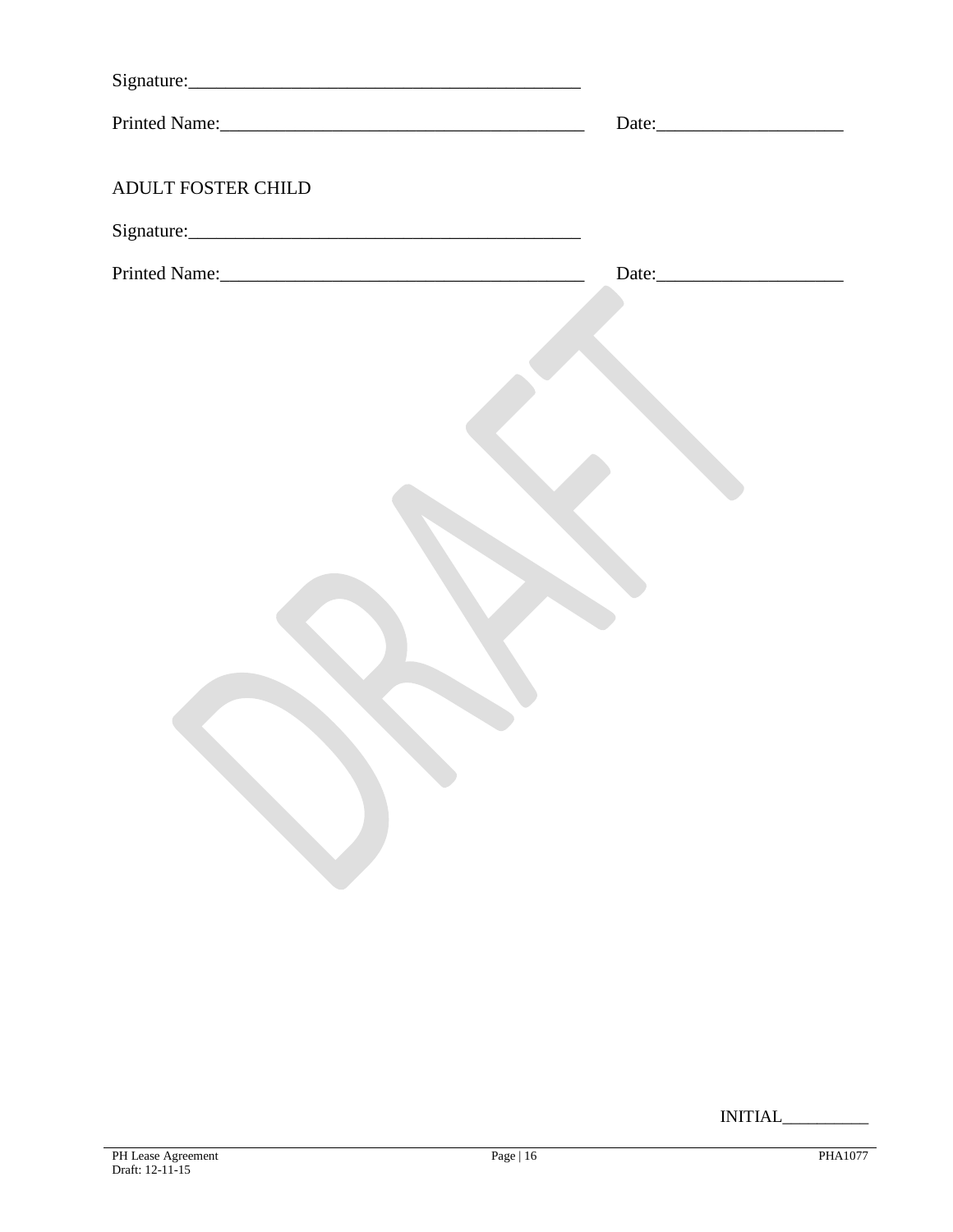Signature:_________________________________________

Printed Name:______________________________________ Date:___________________

ADULT FOSTER CHILD

Signature:_________________________________________

Printed Name:______________________________________ Date:___________________

INITIAL__________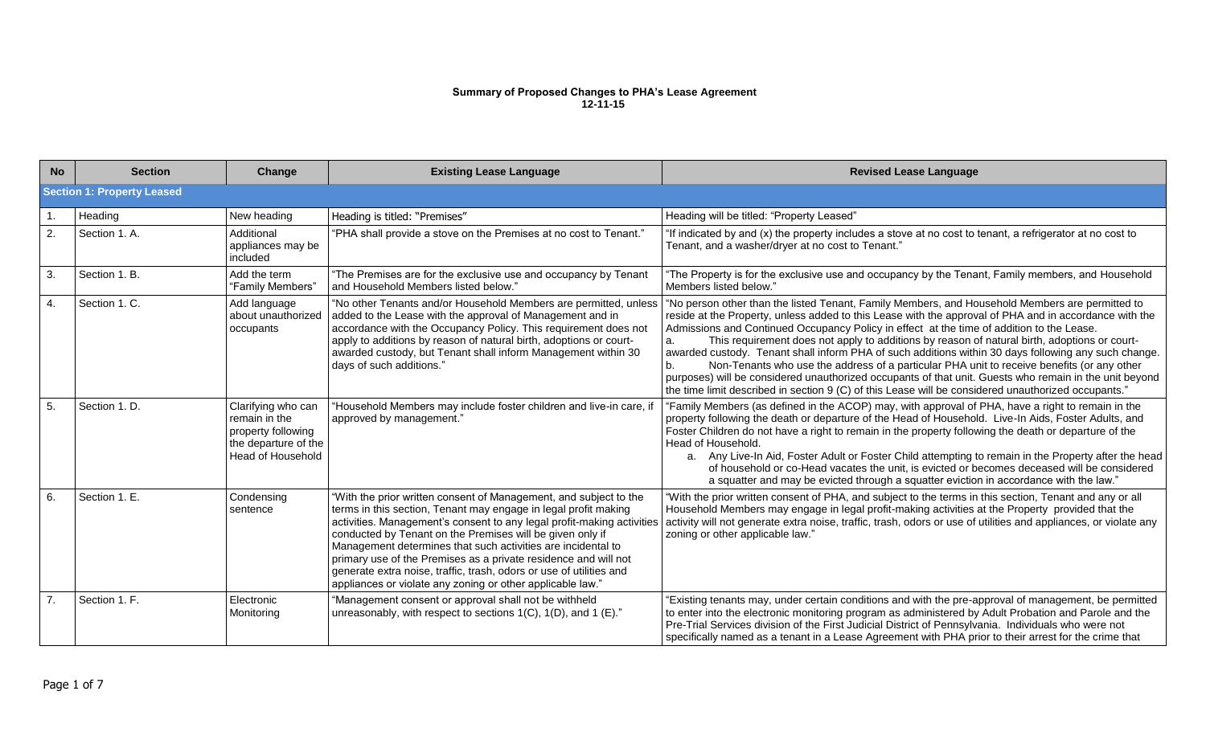**Summary of Proposed Changes to PHA's Lease Agreement**
**12-11-15**

| No | Section | Change | Existing Lease Language | Revised Lease Language |
|---|---|---|---|---|
| **Section 1: Property Leased** | | | | |
| 1. | Heading | New heading | Heading is titled: "Premises" | Heading will be titled: "Property Leased" |
| 2. | Section 1. A. | Additional appliances may be included | "PHA shall provide a stove on the Premises at no cost to Tenant." | "If indicated by and (x) the property includes a stove at no cost to tenant, a refrigerator at no cost to Tenant, and a washer/dryer at no cost to Tenant." |
| 3. | Section 1. B. | Add the term "Family Members" | "The Premises are for the exclusive use and occupancy by Tenant and Household Members listed below." | "The Property is for the exclusive use and occupancy by the Tenant, Family members, and Household Members listed below." |
| 4. | Section 1. C. | Add language about unauthorized occupants | "No other Tenants and/or Household Members are permitted, unless added to the Lease with the approval of Management and in accordance with the Occupancy Policy. This requirement does not apply to additions by reason of natural birth, adoptions or court-awarded custody, but Tenant shall inform Management within 30 days of such additions." | "No person other than the listed Tenant, Family Members, and Household Members are permitted to reside at the Property, unless added to this Lease with the approval of PHA and in accordance with the Admissions and Continued Occupancy Policy in effect at the time of addition to the Lease.<br>a. This requirement does not apply to additions by reason of natural birth, adoptions or court-awarded custody. Tenant shall inform PHA of such additions within 30 days following any such change.<br>b. Non-Tenants who use the address of a particular PHA unit to receive benefits (or any other purposes) will be considered unauthorized occupants of that unit. Guests who remain in the unit beyond the time limit described in section 9 (C) of this Lease will be considered unauthorized occupants." |
| 5. | Section 1. D. | Clarifying who can remain in the property following the departure of the Head of Household | "Household Members may include foster children and live-in care, if approved by management." | "Family Members (as defined in the ACOP) may, with approval of PHA, have a right to remain in the property following the death or departure of the Head of Household. Live-In Aids, Foster Adults, and Foster Children do not have a right to remain in the property following the death or departure of the Head of Household.<br>a. Any Live-In Aid, Foster Adult or Foster Child attempting to remain in the Property after the head of household or co-Head vacates the unit, is evicted or becomes deceased will be considered a squatter and may be evicted through a squatter eviction in accordance with the law." |
| 6. | Section 1. E. | Condensing sentence | "With the prior written consent of Management, and subject to the terms in this section, Tenant may engage in legal profit making activities. Management's consent to any legal profit-making activities conducted by Tenant on the Premises will be given only if Management determines that such activities are incidental to primary use of the Premises as a private residence and will not generate extra noise, traffic, trash, odors or use of utilities and appliances or violate any zoning or other applicable law." | "With the prior written consent of PHA, and subject to the terms in this section, Tenant and any or all Household Members may engage in legal profit-making activities at the Property provided that the activity will not generate extra noise, traffic, trash, odors or use of utilities and appliances, or violate any zoning or other applicable law." |
| 7. | Section 1. F. | Electronic Monitoring | "Management consent or approval shall not be withheld unreasonably, with respect to sections 1(C), 1(D), and 1 (E)." | "Existing tenants may, under certain conditions and with the pre-approval of management, be permitted to enter into the electronic monitoring program as administered by Adult Probation and Parole and the Pre-Trial Services division of the First Judicial District of Pennsylvania. Individuals who were not specifically named as a tenant in a Lease Agreement with PHA prior to their arrest for the crime that |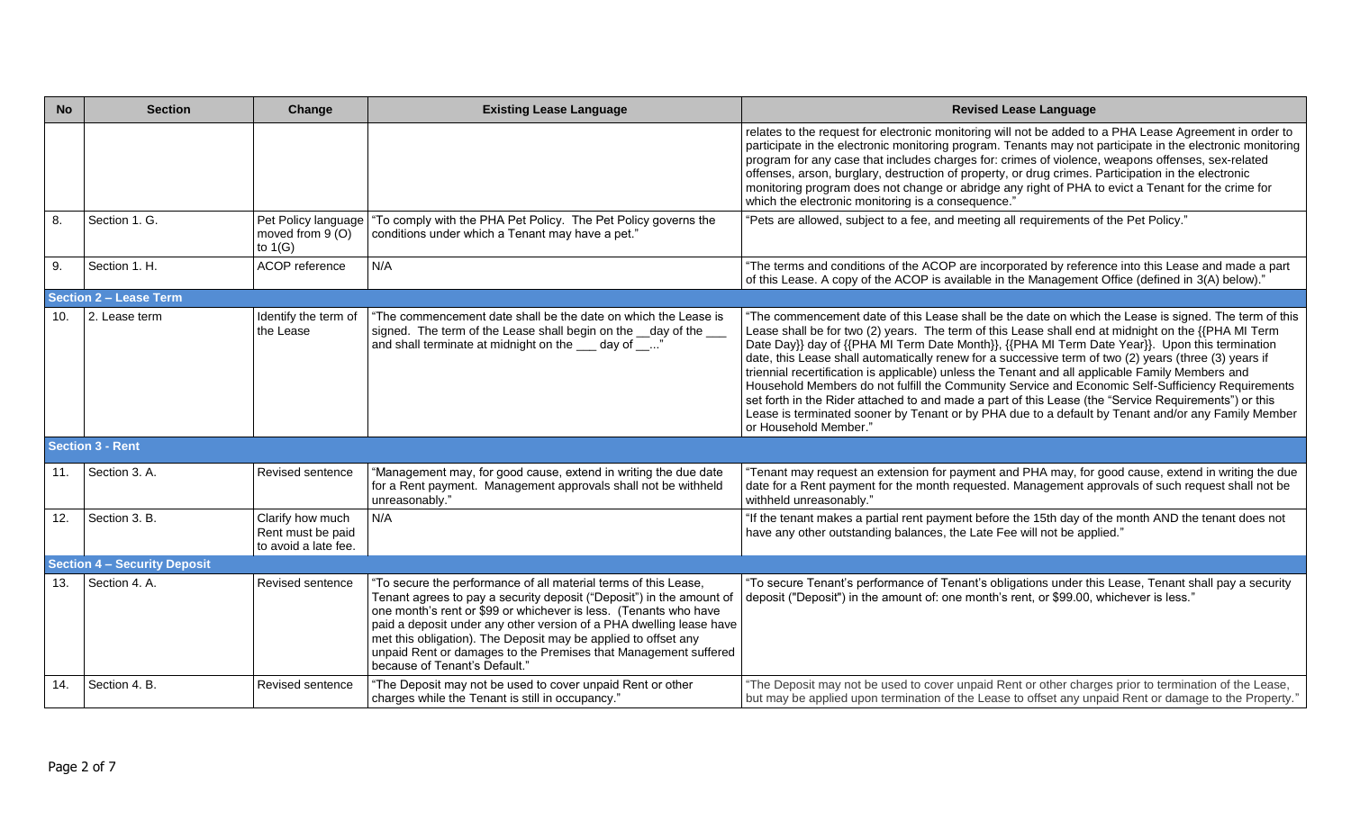| No | Section | Change | Existing Lease Language | Revised Lease Language |
|---|---|---|---|---|
| | | | | relates to the request for electronic monitoring will not be added to a PHA Lease Agreement in order to participate in the electronic monitoring program. Tenants may not participate in the electronic monitoring program for any case that includes charges for: crimes of violence, weapons offenses, sex-related offenses, arson, burglary, destruction of property, or drug crimes. Participation in the electronic monitoring program does not change or abridge any right of PHA to evict a Tenant for the crime for which the electronic monitoring is a consequence." |
| 8. | Section 1. G. | Pet Policy language moved from 9 (O) to 1(G) | "To comply with the PHA Pet Policy. The Pet Policy governs the conditions under which a Tenant may have a pet." | "Pets are allowed, subject to a fee, and meeting all requirements of the Pet Policy." |
| 9. | Section 1. H. | ACOP reference | N/A | "The terms and conditions of the ACOP are incorporated by reference into this Lease and made a part of this Lease. A copy of the ACOP is available in the Management Office (defined in 3(A) below)." |
| **Section 2 – Lease Term** | | | | |
| 10. | 2. Lease term | Identify the term of the Lease | "The commencement date shall be the date on which the Lease is signed. The term of the Lease shall begin on the __day of the ___ and shall terminate at midnight on the ___ day of __..." | "The commencement date of this Lease shall be the date on which the Lease is signed. The term of this Lease shall be for two (2) years. The term of this Lease shall end at midnight on the {{PHA MI Term Date Day}} day of {{PHA MI Term Date Month}}, {{PHA MI Term Date Year}}. Upon this termination date, this Lease shall automatically renew for a successive term of two (2) years (three (3) years if triennial recertification is applicable) unless the Tenant and all applicable Family Members and Household Members do not fulfill the Community Service and Economic Self-Sufficiency Requirements set forth in the Rider attached to and made a part of this Lease (the "Service Requirements") or this Lease is terminated sooner by Tenant or by PHA due to a default by Tenant and/or any Family Member or Household Member." |
| **Section 3 - Rent** | | | | |
| 11. | Section 3. A. | Revised sentence | "Management may, for good cause, extend in writing the due date for a Rent payment. Management approvals shall not be withheld unreasonably." | "Tenant may request an extension for payment and PHA may, for good cause, extend in writing the due date for a Rent payment for the month requested. Management approvals of such request shall not be withheld unreasonably." |
| 12. | Section 3. B. | Clarify how much Rent must be paid to avoid a late fee. | N/A | "If the tenant makes a partial rent payment before the 15th day of the month AND the tenant does not have any other outstanding balances, the Late Fee will not be applied." |
| **Section 4 – Security Deposit** | | | | |
| 13. | Section 4. A. | Revised sentence | "To secure the performance of all material terms of this Lease, Tenant agrees to pay a security deposit ("Deposit") in the amount of one month's rent or $99 or whichever is less. (Tenants who have paid a deposit under any other version of a PHA dwelling lease have met this obligation). The Deposit may be applied to offset any unpaid Rent or damages to the Premises that Management suffered because of Tenant's Default." | "To secure Tenant's performance of Tenant's obligations under this Lease, Tenant shall pay a security deposit ("Deposit") in the amount of: one month's rent, or $99.00, whichever is less." |
| 14. | Section 4. B. | Revised sentence | "The Deposit may not be used to cover unpaid Rent or other charges while the Tenant is still in occupancy." | "The Deposit may not be used to cover unpaid Rent or other charges prior to termination of the Lease, but may be applied upon termination of the Lease to offset any unpaid Rent or damage to the Property." |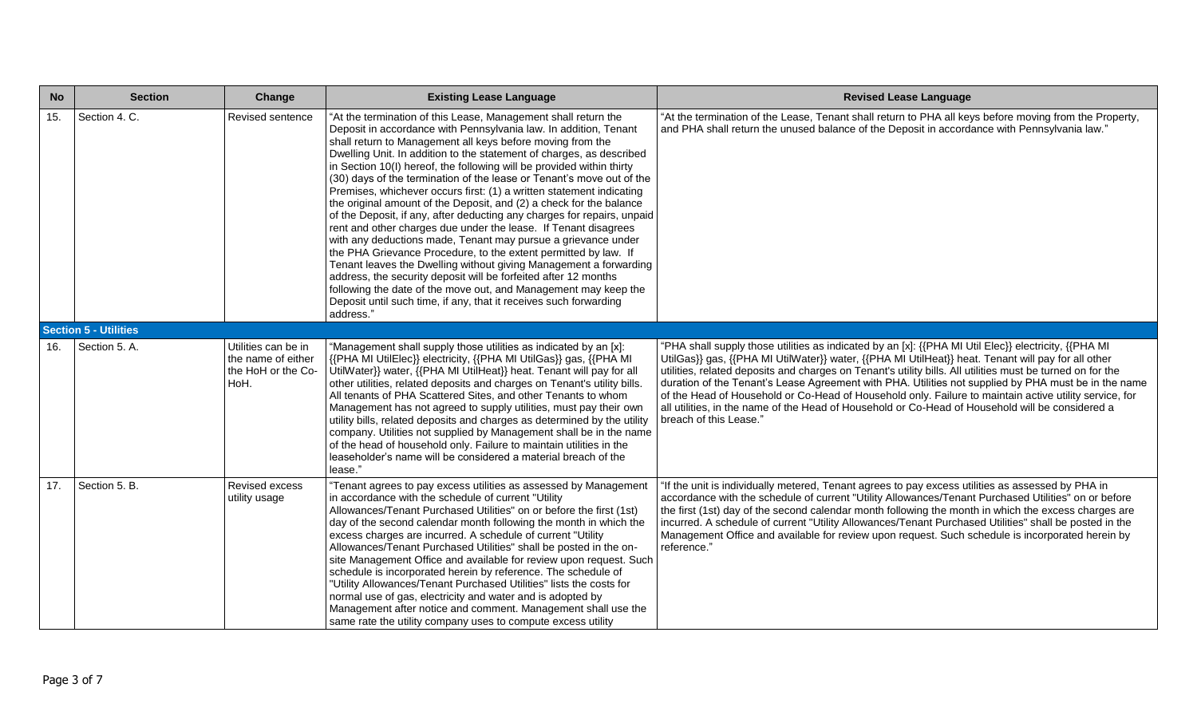| No | Section | Change | Existing Lease Language | Revised Lease Language |
|---|---|---|---|---|
| 15. | Section 4. C. | Revised sentence | "At the termination of this Lease, Management shall return the Deposit in accordance with Pennsylvania law. In addition, Tenant shall return to Management all keys before moving from the Dwelling Unit. In addition to the statement of charges, as described in Section 10(I) hereof, the following will be provided within thirty (30) days of the termination of the lease or Tenant's move out of the Premises, whichever occurs first: (1) a written statement indicating the original amount of the Deposit, and (2) a check for the balance of the Deposit, if any, after deducting any charges for repairs, unpaid rent and other charges due under the lease. If Tenant disagrees with any deductions made, Tenant may pursue a grievance under the PHA Grievance Procedure, to the extent permitted by law. If Tenant leaves the Dwelling without giving Management a forwarding address, the security deposit will be forfeited after 12 months following the date of the move out, and Management may keep the Deposit until such time, if any, that it receives such forwarding address." | "At the termination of the Lease, Tenant shall return to PHA all keys before moving from the Property, and PHA shall return the unused balance of the Deposit in accordance with Pennsylvania law." |
| **Section 5 - Utilities** | | | | |
| 16. | Section 5. A. | Utilities can be in the name of either the HoH or the Co-HoH. | "Management shall supply those utilities as indicated by an [x]: {{PHA MI UtilElec}} electricity, {{PHA MI UtilGas}} gas, {{PHA MI UtilWater}} water, {{PHA MI UtilHeat}} heat. Tenant will pay for all other utilities, related deposits and charges on Tenant's utility bills. All tenants of PHA Scattered Sites, and other Tenants to whom Management has not agreed to supply utilities, must pay their own utility bills, related deposits and charges as determined by the utility company. Utilities not supplied by Management shall be in the name of the head of household only. Failure to maintain utilities in the leaseholder's name will be considered a material breach of the lease." | "PHA shall supply those utilities as indicated by an [x]: {{PHA MI Util Elec}} electricity, {{PHA MI UtilGas}} gas, {{PHA MI UtilWater}} water, {{PHA MI UtilHeat}} heat. Tenant will pay for all other utilities, related deposits and charges on Tenant's utility bills. All utilities must be turned on for the duration of the Tenant's Lease Agreement with PHA. Utilities not supplied by PHA must be in the name of the Head of Household or Co-Head of Household only. Failure to maintain active utility service, for all utilities, in the name of the Head of Household or Co-Head of Household will be considered a breach of this Lease." |
| 17. | Section 5. B. | Revised excess utility usage | "Tenant agrees to pay excess utilities as assessed by Management in accordance with the schedule of current "Utility Allowances/Tenant Purchased Utilities" on or before the first (1st) day of the second calendar month following the month in which the excess charges are incurred. A schedule of current "Utility Allowances/Tenant Purchased Utilities" shall be posted in the on-site Management Office and available for review upon request. Such schedule is incorporated herein by reference. The schedule of "Utility Allowances/Tenant Purchased Utilities" lists the costs for normal use of gas, electricity and water and is adopted by Management after notice and comment. Management shall use the same rate the utility company uses to compute excess utility | "If the unit is individually metered, Tenant agrees to pay excess utilities as assessed by PHA in accordance with the schedule of current "Utility Allowances/Tenant Purchased Utilities" on or before the first (1st) day of the second calendar month following the month in which the excess charges are incurred. A schedule of current "Utility Allowances/Tenant Purchased Utilities" shall be posted in the Management Office and available for review upon request. Such schedule is incorporated herein by reference." |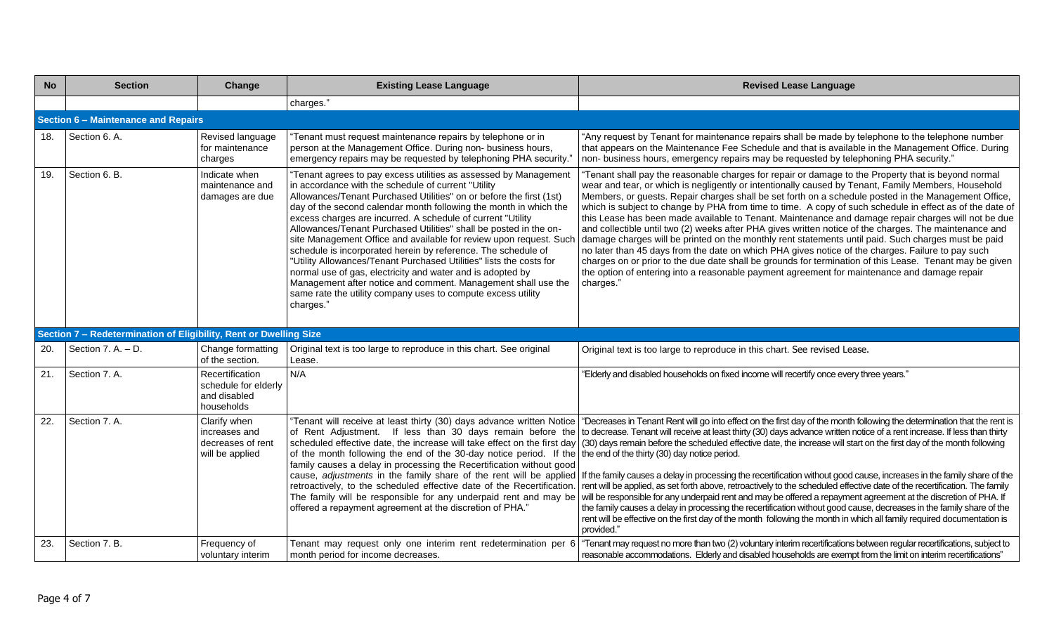| No | Section | Change | Existing Lease Language | Revised Lease Language |
|---|---|---|---|---|
| | | | charges." | |
| **Section 6 – Maintenance and Repairs** | | | | |
| 18. | Section 6. A. | Revised language for maintenance charges | "Tenant must request maintenance repairs by telephone or in person at the Management Office. During non- business hours, emergency repairs may be requested by telephoning PHA security." | "Any request by Tenant for maintenance repairs shall be made by telephone to the telephone number that appears on the Maintenance Fee Schedule and that is available in the Management Office. During non- business hours, emergency repairs may be requested by telephoning PHA security." |
| 19. | Section 6. B. | Indicate when maintenance and damages are due | "Tenant agrees to pay excess utilities as assessed by Management in accordance with the schedule of current "Utility Allowances/Tenant Purchased Utilities" on or before the first (1st) day of the second calendar month following the month in which the excess charges are incurred. A schedule of current "Utility Allowances/Tenant Purchased Utilities" shall be posted in the on-site Management Office and available for review upon request. Such schedule is incorporated herein by reference. The schedule of "Utility Allowances/Tenant Purchased Utilities" lists the costs for normal use of gas, electricity and water and is adopted by Management after notice and comment. Management shall use the same rate the utility company uses to compute excess utility charges." | "Tenant shall pay the reasonable charges for repair or damage to the Property that is beyond normal wear and tear, or which is negligently or intentionally caused by Tenant, Family Members, Household Members, or guests. Repair charges shall be set forth on a schedule posted in the Management Office, which is subject to change by PHA from time to time. A copy of such schedule in effect as of the date of this Lease has been made available to Tenant. Maintenance and damage repair charges will not be due and collectible until two (2) weeks after PHA gives written notice of the charges. The maintenance and damage charges will be printed on the monthly rent statements until paid. Such charges must be paid no later than 45 days from the date on which PHA gives notice of the charges. Failure to pay such charges on or prior to the due date shall be grounds for termination of this Lease. Tenant may be given the option of entering into a reasonable payment agreement for maintenance and damage repair charges." |
| **Section 7 – Redetermination of Eligibility, Rent or Dwelling Size** | | | | |
| 20. | Section 7. A. – D. | Change formatting of the section. | Original text is too large to reproduce in this chart. See original Lease. | Original text is too large to reproduce in this chart. See revised Lease. |
| 21. | Section 7. A. | Recertification schedule for elderly and disabled households | N/A | "Elderly and disabled households on fixed income will recertify once every three years." |
| 22. | Section 7. A. | Clarify when increases and decreases of rent will be applied | "Tenant will receive at least thirty (30) days advance written Notice of Rent Adjustment. If less than 30 days remain before the scheduled effective date, the increase will take effect on the first day of the month following the end of the 30-day notice period. If the family causes a delay in processing the Recertification without good cause, *adjustments* in the family share of the rent will be applied retroactively, to the scheduled effective date of the Recertification. The family will be responsible for any underpaid rent and may be offered a repayment agreement at the discretion of PHA." | "Decreases in Tenant Rent will go into effect on the first day of the month following the determination that the rent is to decrease. Tenant will receive at least thirty (30) days advance written notice of a rent increase. If less than thirty (30) days remain before the scheduled effective date, the increase will start on the first day of the month following the end of the thirty (30) day notice period.<br><br>If the family causes a delay in processing the recertification without good cause, increases in the family share of the rent will be applied, as set forth above, retroactively to the scheduled effective date of the recertification. The family will be responsible for any underpaid rent and may be offered a repayment agreement at the discretion of PHA. If the family causes a delay in processing the recertification without good cause, decreases in the family share of the rent will be effective on the first day of the month following the month in which all family required documentation is provided." |
| 23. | Section 7. B. | Frequency of voluntary interim | Tenant may request only one interim rent redetermination per 6 month period for income decreases. | "Tenant may request no more than two (2) voluntary interim recertifications between regular recertifications, subject to reasonable accommodations. Elderly and disabled households are exempt from the limit on interim recertifications" |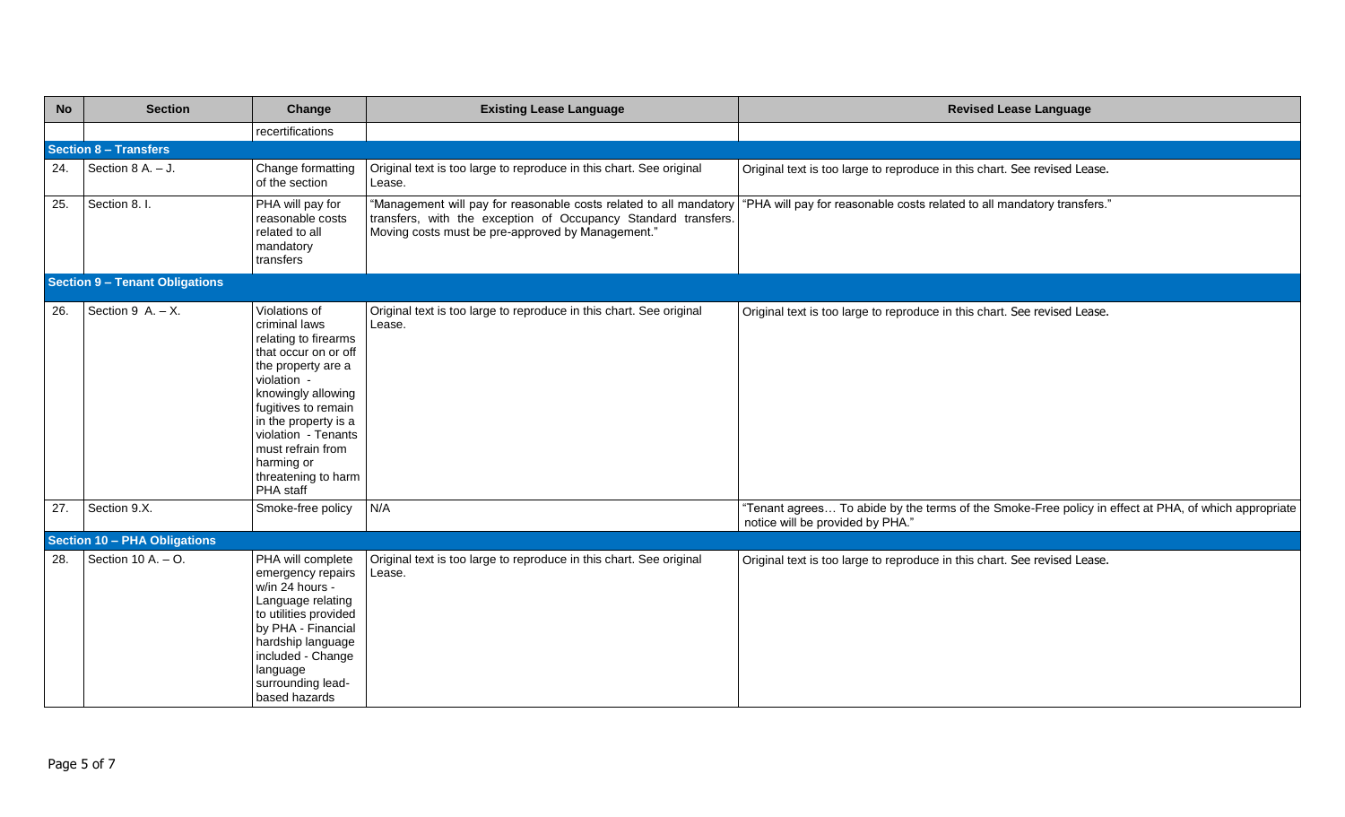| No | Section | Change | Existing Lease Language | Revised Lease Language |
|---|---|---|---|---|
| | | recertifications | | |
| **Section 8 – Transfers** | | | | |
| 24. | Section 8 A. – J. | Change formatting of the section | Original text is too large to reproduce in this chart. See original Lease. | Original text is too large to reproduce in this chart. See revised Lease. |
| 25. | Section 8. I. | PHA will pay for reasonable costs related to all mandatory transfers | "Management will pay for reasonable costs related to all mandatory transfers, with the exception of Occupancy Standard transfers. Moving costs must be pre-approved by Management." | "PHA will pay for reasonable costs related to all mandatory transfers." |
| **Section 9 – Tenant Obligations** | | | | |
| 26. | Section 9 A. – X. | Violations of criminal laws relating to firearms that occur on or off the property are a violation - knowingly allowing fugitives to remain in the property is a violation - Tenants must refrain from harming or threatening to harm PHA staff | Original text is too large to reproduce in this chart. See original Lease. | Original text is too large to reproduce in this chart. See revised Lease. |
| 27. | Section 9.X. | Smoke-free policy | N/A | "Tenant agrees… To abide by the terms of the Smoke-Free policy in effect at PHA, of which appropriate notice will be provided by PHA." |
| **Section 10 – PHA Obligations** | | | | |
| 28. | Section 10 A. – O. | PHA will complete emergency repairs w/in 24 hours - Language relating to utilities provided by PHA - Financial hardship language included - Change language surrounding lead-based hazards | Original text is too large to reproduce in this chart. See original Lease. | Original text is too large to reproduce in this chart. See revised Lease. |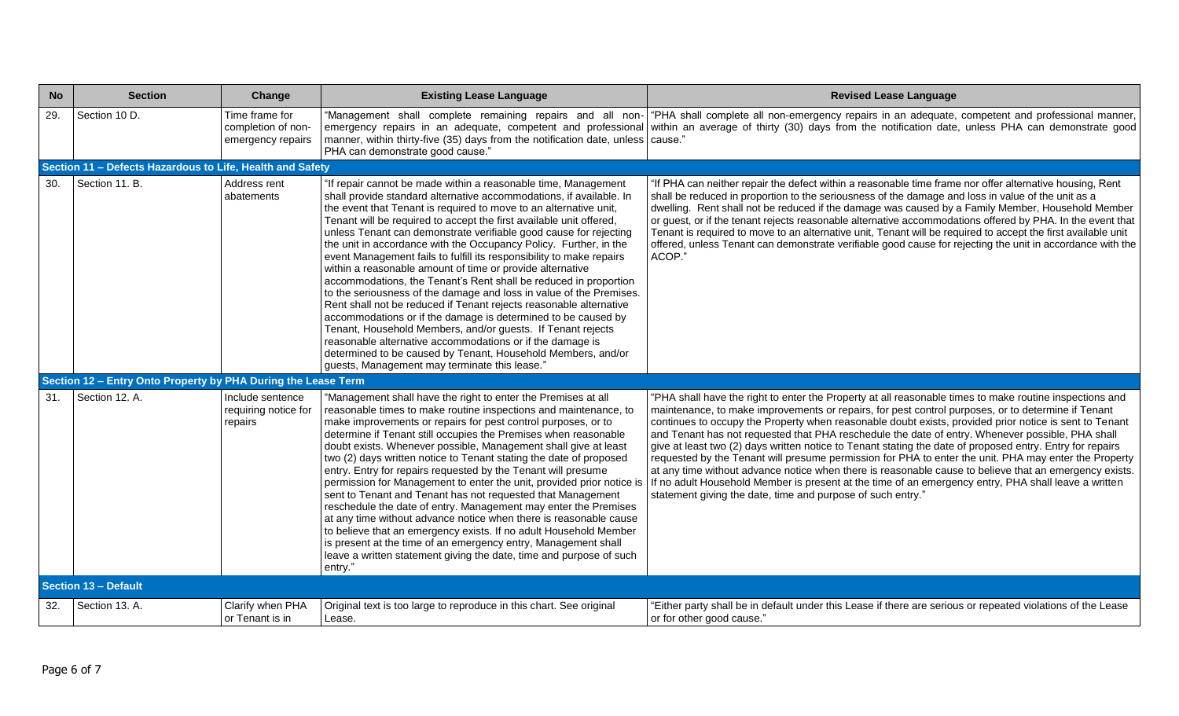| No | Section | Change | Existing Lease Language | Revised Lease Language |
|---|---|---|---|---|
| 29. | Section 10 D. | Time frame for completion of non-emergency repairs | "Management shall complete remaining repairs and all non-emergency repairs in an adequate, competent and professional manner, within thirty-five (35) days from the notification date, unless PHA can demonstrate good cause." | "PHA shall complete all non-emergency repairs in an adequate, competent and professional manner, within an average of thirty (30) days from the notification date, unless PHA can demonstrate good cause." |
| **Section 11 – Defects Hazardous to Life, Health and Safety** | | | | |
| 30. | Section 11. B. | Address rent abatements | "If repair cannot be made within a reasonable time, Management shall provide standard alternative accommodations, if available. In the event that Tenant is required to move to an alternative unit, Tenant will be required to accept the first available unit offered, unless Tenant can demonstrate verifiable good cause for rejecting the unit in accordance with the Occupancy Policy. Further, in the event Management fails to fulfill its responsibility to make repairs within a reasonable amount of time or provide alternative accommodations, the Tenant's Rent shall be reduced in proportion to the seriousness of the damage and loss in value of the Premises. Rent shall not be reduced if Tenant rejects reasonable alternative accommodations or if the damage is determined to be caused by Tenant, Household Members, and/or guests. If Tenant rejects reasonable alternative accommodations or if the damage is determined to be caused by Tenant, Household Members, and/or guests, Management may terminate this lease." | "If PHA can neither repair the defect within a reasonable time frame nor offer alternative housing, Rent shall be reduced in proportion to the seriousness of the damage and loss in value of the unit as a dwelling. Rent shall not be reduced if the damage was caused by a Family Member, Household Member or guest, or if the tenant rejects reasonable alternative accommodations offered by PHA. In the event that Tenant is required to move to an alternative unit, Tenant will be required to accept the first available unit offered, unless Tenant can demonstrate verifiable good cause for rejecting the unit in accordance with the ACOP." |
| **Section 12 – Entry Onto Property by PHA During the Lease Term** | | | | |
| 31. | Section 12. A. | Include sentence requiring notice for repairs | "Management shall have the right to enter the Premises at all reasonable times to make routine inspections and maintenance, to make improvements or repairs for pest control purposes, or to determine if Tenant still occupies the Premises when reasonable doubt exists. Whenever possible, Management shall give at least two (2) days written notice to Tenant stating the date of proposed entry. Entry for repairs requested by the Tenant will presume permission for Management to enter the unit, provided prior notice is sent to Tenant and Tenant has not requested that Management reschedule the date of entry. Management may enter the Premises at any time without advance notice when there is reasonable cause to believe that an emergency exists. If no adult Household Member is present at the time of an emergency entry, Management shall leave a written statement giving the date, time and purpose of such entry." | "PHA shall have the right to enter the Property at all reasonable times to make routine inspections and maintenance, to make improvements or repairs, for pest control purposes, or to determine if Tenant continues to occupy the Property when reasonable doubt exists, provided prior notice is sent to Tenant and Tenant has not requested that PHA reschedule the date of entry. Whenever possible, PHA shall give at least two (2) days written notice to Tenant stating the date of proposed entry. Entry for repairs requested by the Tenant will presume permission for PHA to enter the unit. PHA may enter the Property at any time without advance notice when there is reasonable cause to believe that an emergency exists. If no adult Household Member is present at the time of an emergency entry, PHA shall leave a written statement giving the date, time and purpose of such entry." |
| **Section 13 – Default** | | | | |
| 32. | Section 13. A. | Clarify when PHA or Tenant is in | Original text is too large to reproduce in this chart. See original Lease. | "Either party shall be in default under this Lease if there are serious or repeated violations of the Lease or for other good cause." |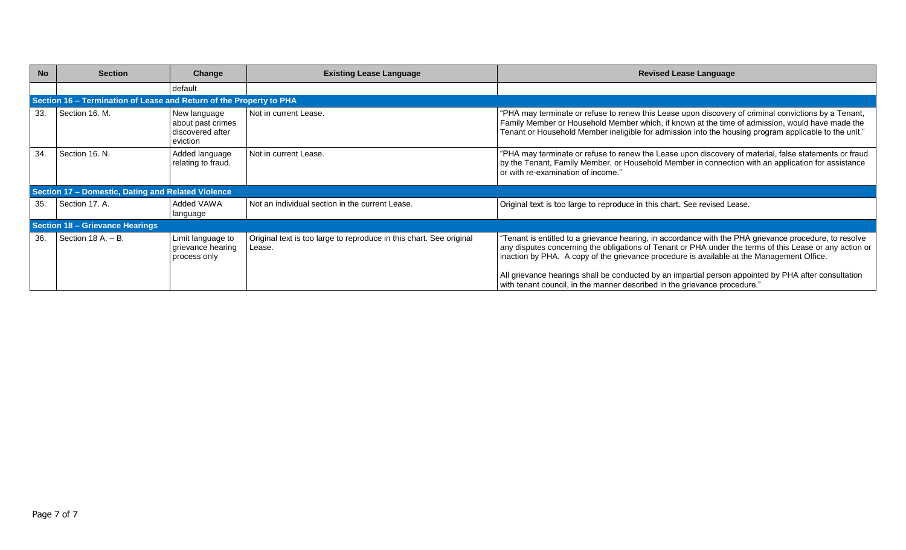| No | Section | Change | Existing Lease Language | Revised Lease Language |
|---|---|---|---|---|
| | | default | | |
| **Section 16 – Termination of Lease and Return of the Property to PHA** | | | | |
| 33. | Section 16. M. | New language about past crimes discovered after eviction | Not in current Lease. | "PHA may terminate or refuse to renew this Lease upon discovery of criminal convictions by a Tenant, Family Member or Household Member which, if known at the time of admission, would have made the Tenant or Household Member ineligible for admission into the housing program applicable to the unit." |
| 34. | Section 16. N. | Added language relating to fraud. | Not in current Lease. | "PHA may terminate or refuse to renew the Lease upon discovery of material, false statements or fraud by the Tenant, Family Member, or Household Member in connection with an application for assistance or with re-examination of income." |
| **Section 17 – Domestic, Dating and Related Violence** | | | | |
| 35. | Section 17. A. | Added VAWA language | Not an individual section in the current Lease. | Original text is too large to reproduce in this chart. See revised Lease. |
| **Section 18 – Grievance Hearings** | | | | |
| 36. | Section 18 A. – B. | Limit language to grievance hearing process only | Original text is too large to reproduce in this chart. See original Lease. | "Tenant is entitled to a grievance hearing, in accordance with the PHA grievance procedure, to resolve any disputes concerning the obligations of Tenant or PHA under the terms of this Lease or any action or inaction by PHA. A copy of the grievance procedure is available at the Management Office.<br><br>All grievance hearings shall be conducted by an impartial person appointed by PHA after consultation with tenant council, in the manner described in the grievance procedure." |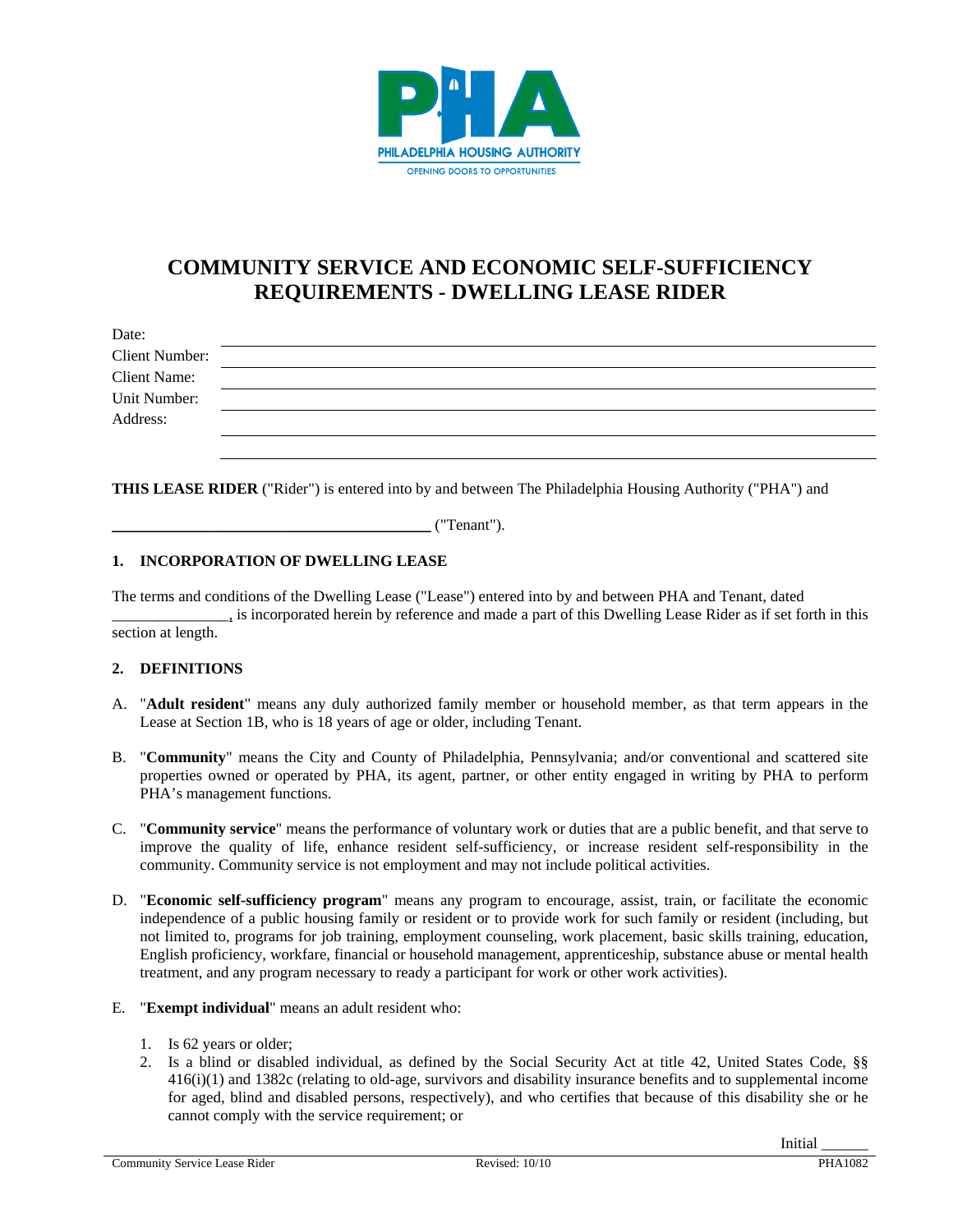# COMMUNITY SERVICE AND ECONOMIC SELF-SUFFICIENCY REQUIREMENTS - DWELLING LEASE RIDER

Date: ______________________

Client Number: ______________________

Client Name: ______________________

Unit Number: ______________________

Address: ______________________

______________________

**THIS LEASE RIDER** ("Rider") is entered into by and between The Philadelphia Housing Authority ("PHA") and

________________________________________ ("Tenant").

**1. INCORPORATION OF DWELLING LEASE**

The terms and conditions of the Dwelling Lease ("Lease") entered into by and between PHA and Tenant, dated _______________, is incorporated herein by reference and made a part of this Dwelling Lease Rider as if set forth in this section at length.

**2. DEFINITIONS**

A. "**Adult resident**" means any duly authorized family member or household member, as that term appears in the Lease at Section 1B, who is 18 years of age or older, including Tenant.

B. "**Community**" means the City and County of Philadelphia, Pennsylvania; and/or conventional and scattered site properties owned or operated by PHA, its agent, partner, or other entity engaged in writing by PHA to perform PHA's management functions.

C. "**Community service**" means the performance of voluntary work or duties that are a public benefit, and that serve to improve the quality of life, enhance resident self-sufficiency, or increase resident self-responsibility in the community. Community service is not employment and may not include political activities.

D. "**Economic self-sufficiency program**" means any program to encourage, assist, train, or facilitate the economic independence of a public housing family or resident or to provide work for such family or resident (including, but not limited to, programs for job training, employment counseling, work placement, basic skills training, education, English proficiency, workfare, financial or household management, apprenticeship, substance abuse or mental health treatment, and any program necessary to ready a participant for work or other work activities).

E. "**Exempt individual**" means an adult resident who:

1. Is 62 years or older;
2. Is a blind or disabled individual, as defined by the Social Security Act at title 42, United States Code, §§ 416(i)(1) and 1382c (relating to old-age, survivors and disability insurance benefits and to supplemental income for aged, blind and disabled persons, respectively), and who certifies that because of this disability she or he cannot comply with the service requirement; or

Initial ______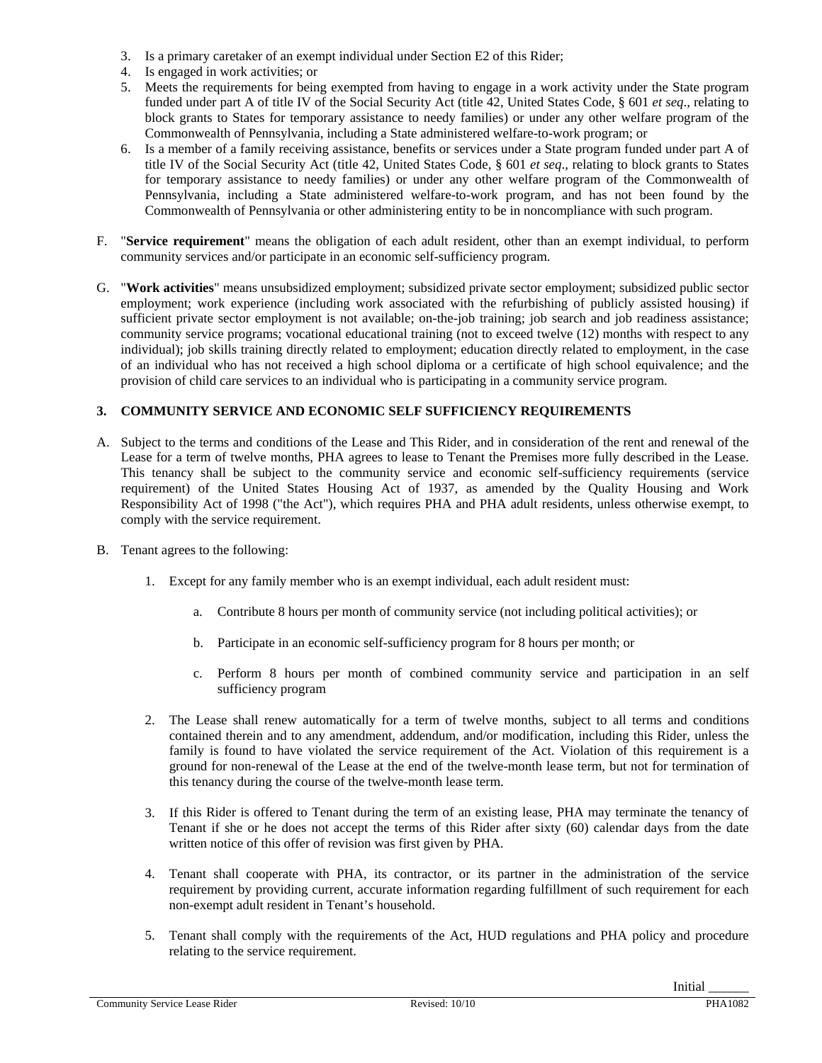3. Is a primary caretaker of an exempt individual under Section E2 of this Rider;
4. Is engaged in work activities; or
5. Meets the requirements for being exempted from having to engage in a work activity under the State program funded under part A of title IV of the Social Security Act (title 42, United States Code, § 601 *et seq*., relating to block grants to States for temporary assistance to needy families) or under any other welfare program of the Commonwealth of Pennsylvania, including a State administered welfare-to-work program; or
6. Is a member of a family receiving assistance, benefits or services under a State program funded under part A of title IV of the Social Security Act (title 42, United States Code, § 601 *et seq*., relating to block grants to States for temporary assistance to needy families) or under any other welfare program of the Commonwealth of Pennsylvania, including a State administered welfare-to-work program, and has not been found by the Commonwealth of Pennsylvania or other administering entity to be in noncompliance with such program.

F. "**Service requirement**" means the obligation of each adult resident, other than an exempt individual, to perform community services and/or participate in an economic self-sufficiency program.

G. "**Work activities**" means unsubsidized employment; subsidized private sector employment; subsidized public sector employment; work experience (including work associated with the refurbishing of publicly assisted housing) if sufficient private sector employment is not available; on-the-job training; job search and job readiness assistance; community service programs; vocational educational training (not to exceed twelve (12) months with respect to any individual); job skills training directly related to employment; education directly related to employment, in the case of an individual who has not received a high school diploma or a certificate of high school equivalence; and the provision of child care services to an individual who is participating in a community service program.

## 3. COMMUNITY SERVICE AND ECONOMIC SELF SUFFICIENCY REQUIREMENTS

A. Subject to the terms and conditions of the Lease and This Rider, and in consideration of the rent and renewal of the Lease for a term of twelve months, PHA agrees to lease to Tenant the Premises more fully described in the Lease. This tenancy shall be subject to the community service and economic self-sufficiency requirements (service requirement) of the United States Housing Act of 1937, as amended by the Quality Housing and Work Responsibility Act of 1998 ("the Act"), which requires PHA and PHA adult residents, unless otherwise exempt, to comply with the service requirement.

B. Tenant agrees to the following:

   1. Except for any family member who is an exempt individual, each adult resident must:

      a. Contribute 8 hours per month of community service (not including political activities); or

      b. Participate in an economic self-sufficiency program for 8 hours per month; or

      c. Perform 8 hours per month of combined community service and participation in an self sufficiency program

   2. The Lease shall renew automatically for a term of twelve months, subject to all terms and conditions contained therein and to any amendment, addendum, and/or modification, including this Rider, unless the family is found to have violated the service requirement of the Act. Violation of this requirement is a ground for non-renewal of the Lease at the end of the twelve-month lease term, but not for termination of this tenancy during the course of the twelve-month lease term.

   3. If this Rider is offered to Tenant during the term of an existing lease, PHA may terminate the tenancy of Tenant if she or he does not accept the terms of this Rider after sixty (60) calendar days from the date written notice of this offer of revision was first given by PHA.

   4. Tenant shall cooperate with PHA, its contractor, or its partner in the administration of the service requirement by providing current, accurate information regarding fulfillment of such requirement for each non-exempt adult resident in Tenant's household.

   5. Tenant shall comply with the requirements of the Act, HUD regulations and PHA policy and procedure relating to the service requirement.

Initial ______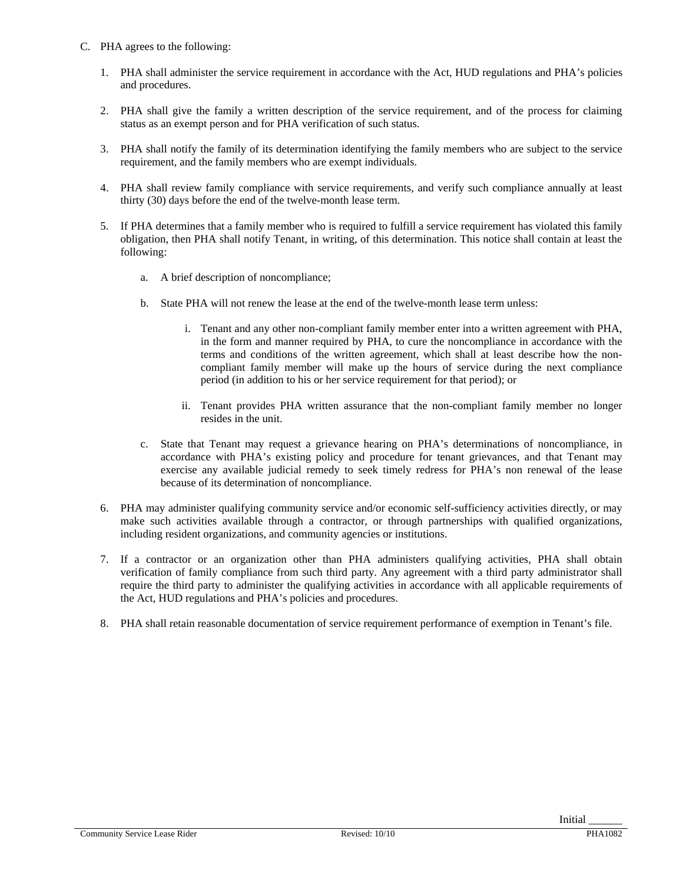C. PHA agrees to the following:

1. PHA shall administer the service requirement in accordance with the Act, HUD regulations and PHA's policies and procedures.

2. PHA shall give the family a written description of the service requirement, and of the process for claiming status as an exempt person and for PHA verification of such status.

3. PHA shall notify the family of its determination identifying the family members who are subject to the service requirement, and the family members who are exempt individuals.

4. PHA shall review family compliance with service requirements, and verify such compliance annually at least thirty (30) days before the end of the twelve-month lease term.

5. If PHA determines that a family member who is required to fulfill a service requirement has violated this family obligation, then PHA shall notify Tenant, in writing, of this determination. This notice shall contain at least the following:

   a. A brief description of noncompliance;

   b. State PHA will not renew the lease at the end of the twelve-month lease term unless:

      i. Tenant and any other non-compliant family member enter into a written agreement with PHA, in the form and manner required by PHA, to cure the noncompliance in accordance with the terms and conditions of the written agreement, which shall at least describe how the non-compliant family member will make up the hours of service during the next compliance period (in addition to his or her service requirement for that period); or

      ii. Tenant provides PHA written assurance that the non-compliant family member no longer resides in the unit.

   c. State that Tenant may request a grievance hearing on PHA's determinations of noncompliance, in accordance with PHA's existing policy and procedure for tenant grievances, and that Tenant may exercise any available judicial remedy to seek timely redress for PHA's non renewal of the lease because of its determination of noncompliance.

6. PHA may administer qualifying community service and/or economic self-sufficiency activities directly, or may make such activities available through a contractor, or through partnerships with qualified organizations, including resident organizations, and community agencies or institutions.

7. If a contractor or an organization other than PHA administers qualifying activities, PHA shall obtain verification of family compliance from such third party. Any agreement with a third party administrator shall require the third party to administer the qualifying activities in accordance with all applicable requirements of the Act, HUD regulations and PHA's policies and procedures.

8. PHA shall retain reasonable documentation of service requirement performance of exemption in Tenant's file.

Initial ______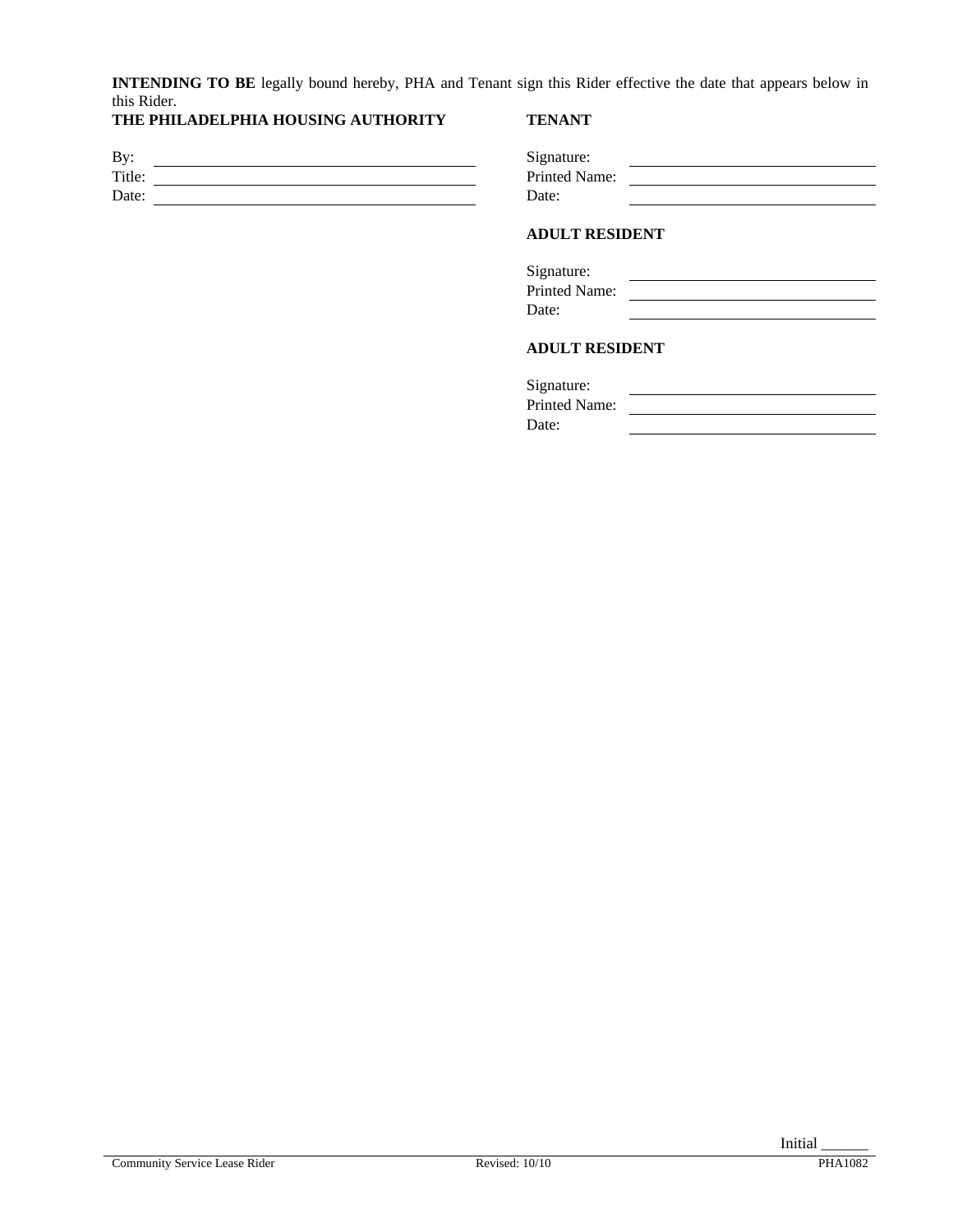**INTENDING TO BE** legally bound hereby, PHA and Tenant sign this Rider effective the date that appears below in this Rider.

**THE PHILADELPHIA HOUSING AUTHORITY**

By: ______________________________

Title: ______________________________

Date: ______________________________

**TENANT**

Signature: ______________________________

Printed Name: ______________________________

Date: ______________________________

**ADULT RESIDENT**

Signature: ______________________________

Printed Name: ______________________________

Date: ______________________________

**ADULT RESIDENT**

Signature: ______________________________

Printed Name: ______________________________

Date: ______________________________

Initial ______